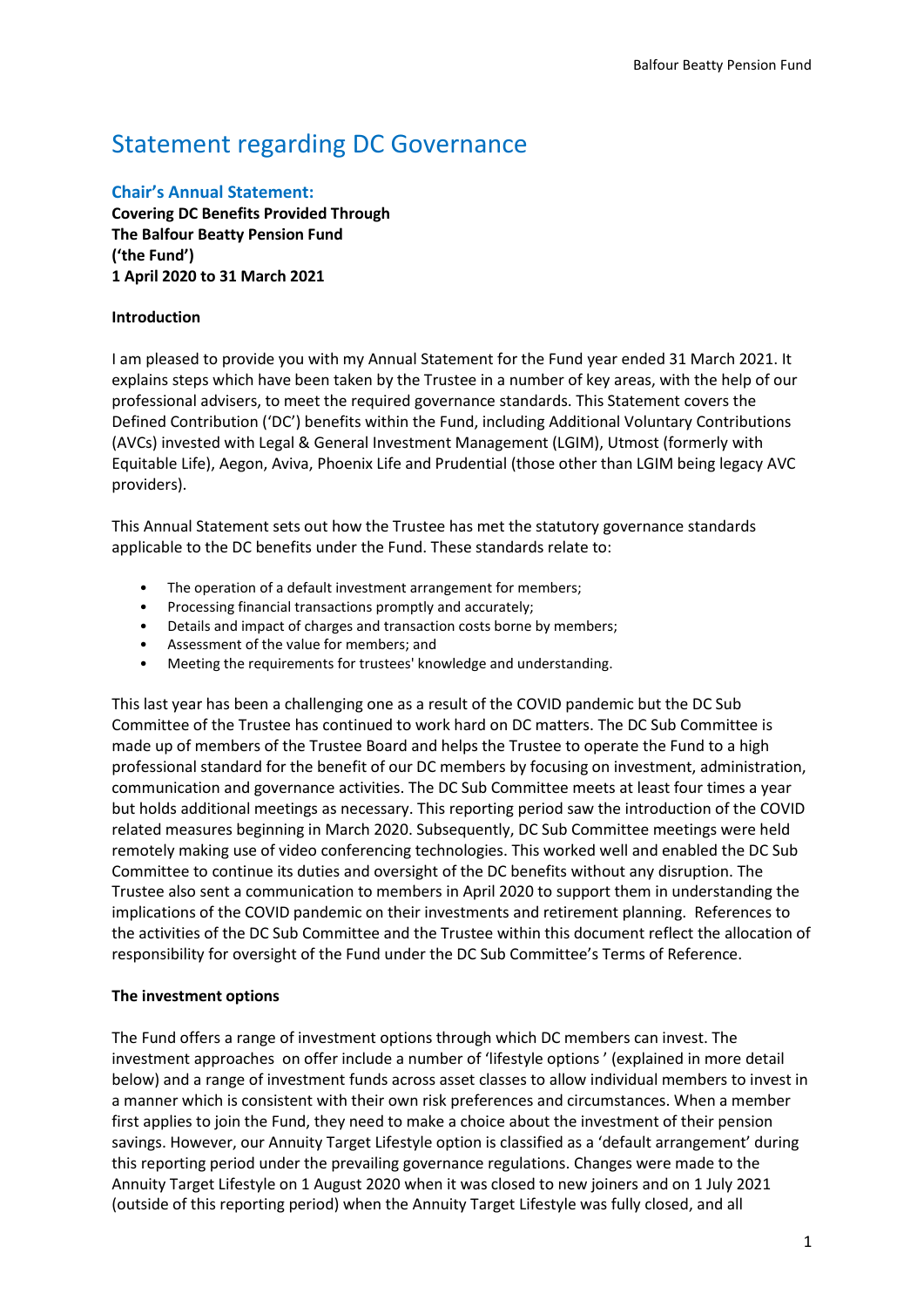# Statement regarding DC Governance

## Chair's Annual Statement:

**Covering DC Benefits Provided Through**
**The Balfour Beatty Pension Fund**
**('the Fund')**
**1 April 2020 to 31 March 2021**

**Introduction**

I am pleased to provide you with my Annual Statement for the Fund year ended 31 March 2021. It explains steps which have been taken by the Trustee in a number of key areas, with the help of our professional advisers, to meet the required governance standards. This Statement covers the Defined Contribution ('DC') benefits within the Fund, including Additional Voluntary Contributions (AVCs) invested with Legal & General Investment Management (LGIM), Utmost (formerly with Equitable Life), Aegon, Aviva, Phoenix Life and Prudential (those other than LGIM being legacy AVC providers).

This Annual Statement sets out how the Trustee has met the statutory governance standards applicable to the DC benefits under the Fund. These standards relate to:

- The operation of a default investment arrangement for members;
- Processing financial transactions promptly and accurately;
- Details and impact of charges and transaction costs borne by members;
- Assessment of the value for members; and
- Meeting the requirements for trustees' knowledge and understanding.

This last year has been a challenging one as a result of the COVID pandemic but the DC Sub Committee of the Trustee has continued to work hard on DC matters. The DC Sub Committee is made up of members of the Trustee Board and helps the Trustee to operate the Fund to a high professional standard for the benefit of our DC members by focusing on investment, administration, communication and governance activities. The DC Sub Committee meets at least four times a year but holds additional meetings as necessary. This reporting period saw the introduction of the COVID related measures beginning in March 2020. Subsequently, DC Sub Committee meetings were held remotely making use of video conferencing technologies. This worked well and enabled the DC Sub Committee to continue its duties and oversight of the DC benefits without any disruption. The Trustee also sent a communication to members in April 2020 to support them in understanding the implications of the COVID pandemic on their investments and retirement planning. References to the activities of the DC Sub Committee and the Trustee within this document reflect the allocation of responsibility for oversight of the Fund under the DC Sub Committee's Terms of Reference.

**The investment options**

The Fund offers a range of investment options through which DC members can invest. The investment approaches on offer include a number of 'lifestyle options' (explained in more detail below) and a range of investment funds across asset classes to allow individual members to invest in a manner which is consistent with their own risk preferences and circumstances. When a member first applies to join the Fund, they need to make a choice about the investment of their pension savings. However, our Annuity Target Lifestyle option is classified as a 'default arrangement' during this reporting period under the prevailing governance regulations. Changes were made to the Annuity Target Lifestyle on 1 August 2020 when it was closed to new joiners and on 1 July 2021 (outside of this reporting period) when the Annuity Target Lifestyle was fully closed, and all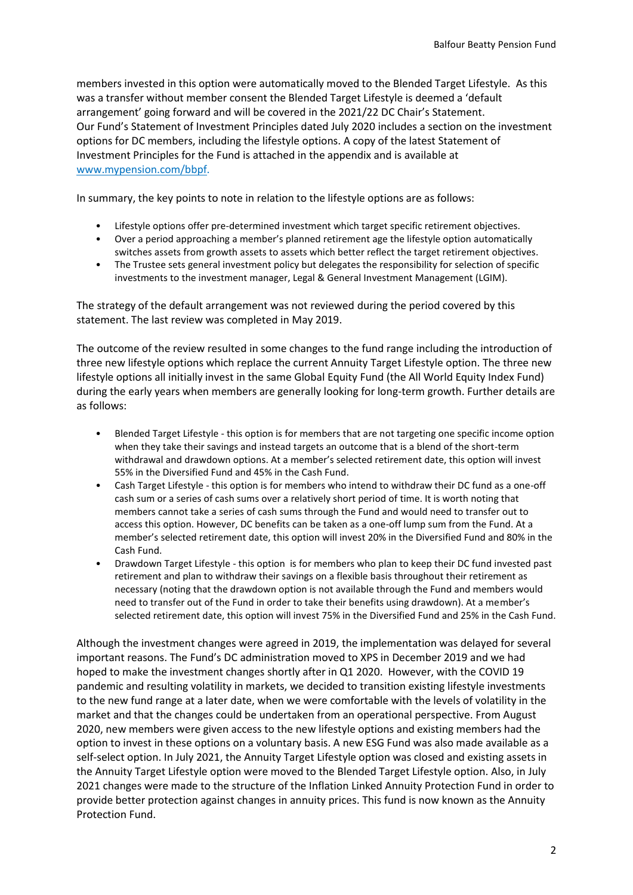members invested in this option were automatically moved to the Blended Target Lifestyle. As this was a transfer without member consent the Blended Target Lifestyle is deemed a 'default arrangement' going forward and will be covered in the 2021/22 DC Chair's Statement.
Our Fund's Statement of Investment Principles dated July 2020 includes a section on the investment options for DC members, including the lifestyle options. A copy of the latest Statement of Investment Principles for the Fund is attached in the appendix and is available at www.mypension.com/bbpf.

In summary, the key points to note in relation to the lifestyle options are as follows:

- Lifestyle options offer pre-determined investment which target specific retirement objectives.
- Over a period approaching a member's planned retirement age the lifestyle option automatically switches assets from growth assets to assets which better reflect the target retirement objectives.
- The Trustee sets general investment policy but delegates the responsibility for selection of specific investments to the investment manager, Legal & General Investment Management (LGIM).

The strategy of the default arrangement was not reviewed during the period covered by this statement. The last review was completed in May 2019.

The outcome of the review resulted in some changes to the fund range including the introduction of three new lifestyle options which replace the current Annuity Target Lifestyle option. The three new lifestyle options all initially invest in the same Global Equity Fund (the All World Equity Index Fund) during the early years when members are generally looking for long-term growth. Further details are as follows:

- Blended Target Lifestyle - this option is for members that are not targeting one specific income option when they take their savings and instead targets an outcome that is a blend of the short-term withdrawal and drawdown options. At a member's selected retirement date, this option will invest 55% in the Diversified Fund and 45% in the Cash Fund.
- Cash Target Lifestyle - this option is for members who intend to withdraw their DC fund as a one-off cash sum or a series of cash sums over a relatively short period of time. It is worth noting that members cannot take a series of cash sums through the Fund and would need to transfer out to access this option. However, DC benefits can be taken as a one-off lump sum from the Fund. At a member's selected retirement date, this option will invest 20% in the Diversified Fund and 80% in the Cash Fund.
- Drawdown Target Lifestyle - this option is for members who plan to keep their DC fund invested past retirement and plan to withdraw their savings on a flexible basis throughout their retirement as necessary (noting that the drawdown option is not available through the Fund and members would need to transfer out of the Fund in order to take their benefits using drawdown). At a member's selected retirement date, this option will invest 75% in the Diversified Fund and 25% in the Cash Fund.

Although the investment changes were agreed in 2019, the implementation was delayed for several important reasons. The Fund's DC administration moved to XPS in December 2019 and we had hoped to make the investment changes shortly after in Q1 2020. However, with the COVID 19 pandemic and resulting volatility in markets, we decided to transition existing lifestyle investments to the new fund range at a later date, when we were comfortable with the levels of volatility in the market and that the changes could be undertaken from an operational perspective. From August 2020, new members were given access to the new lifestyle options and existing members had the option to invest in these options on a voluntary basis. A new ESG Fund was also made available as a self-select option. In July 2021, the Annuity Target Lifestyle option was closed and existing assets in the Annuity Target Lifestyle option were moved to the Blended Target Lifestyle option. Also, in July 2021 changes were made to the structure of the Inflation Linked Annuity Protection Fund in order to provide better protection against changes in annuity prices. This fund is now known as the Annuity Protection Fund.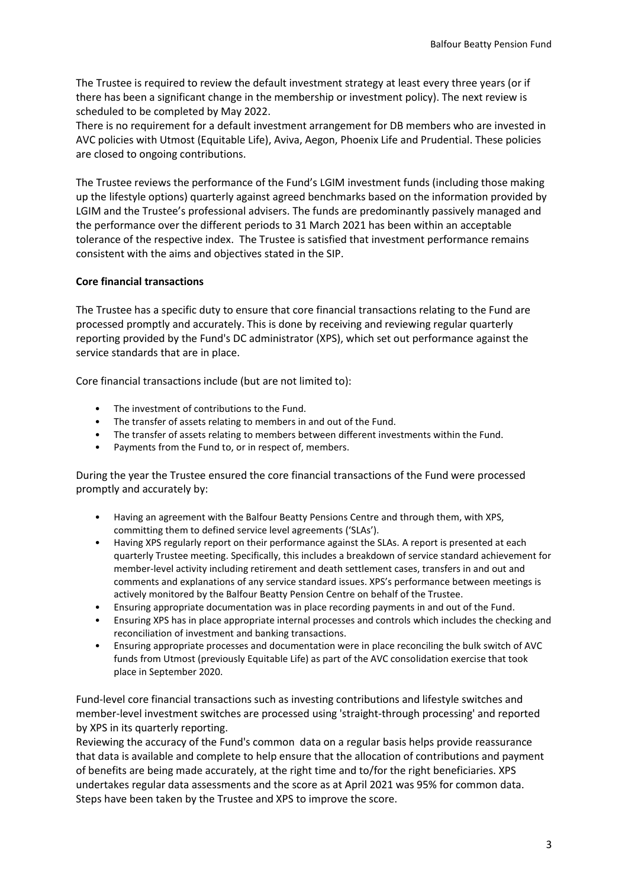The Trustee is required to review the default investment strategy at least every three years (or if there has been a significant change in the membership or investment policy). The next review is scheduled to be completed by May 2022.

There is no requirement for a default investment arrangement for DB members who are invested in AVC policies with Utmost (Equitable Life), Aviva, Aegon, Phoenix Life and Prudential. These policies are closed to ongoing contributions.

The Trustee reviews the performance of the Fund's LGIM investment funds (including those making up the lifestyle options) quarterly against agreed benchmarks based on the information provided by LGIM and the Trustee's professional advisers. The funds are predominantly passively managed and the performance over the different periods to 31 March 2021 has been within an acceptable tolerance of the respective index. The Trustee is satisfied that investment performance remains consistent with the aims and objectives stated in the SIP.

**Core financial transactions**

The Trustee has a specific duty to ensure that core financial transactions relating to the Fund are processed promptly and accurately. This is done by receiving and reviewing regular quarterly reporting provided by the Fund's DC administrator (XPS), which set out performance against the service standards that are in place.

Core financial transactions include (but are not limited to):

- The investment of contributions to the Fund.
- The transfer of assets relating to members in and out of the Fund.
- The transfer of assets relating to members between different investments within the Fund.
- Payments from the Fund to, or in respect of, members.

During the year the Trustee ensured the core financial transactions of the Fund were processed promptly and accurately by:

- Having an agreement with the Balfour Beatty Pensions Centre and through them, with XPS, committing them to defined service level agreements ('SLAs').
- Having XPS regularly report on their performance against the SLAs. A report is presented at each quarterly Trustee meeting. Specifically, this includes a breakdown of service standard achievement for member-level activity including retirement and death settlement cases, transfers in and out and comments and explanations of any service standard issues. XPS's performance between meetings is actively monitored by the Balfour Beatty Pension Centre on behalf of the Trustee.
- Ensuring appropriate documentation was in place recording payments in and out of the Fund.
- Ensuring XPS has in place appropriate internal processes and controls which includes the checking and reconciliation of investment and banking transactions.
- Ensuring appropriate processes and documentation were in place reconciling the bulk switch of AVC funds from Utmost (previously Equitable Life) as part of the AVC consolidation exercise that took place in September 2020.

Fund-level core financial transactions such as investing contributions and lifestyle switches and member-level investment switches are processed using 'straight-through processing' and reported by XPS in its quarterly reporting.

Reviewing the accuracy of the Fund's common data on a regular basis helps provide reassurance that data is available and complete to help ensure that the allocation of contributions and payment of benefits are being made accurately, at the right time and to/for the right beneficiaries. XPS undertakes regular data assessments and the score as at April 2021 was 95% for common data. Steps have been taken by the Trustee and XPS to improve the score.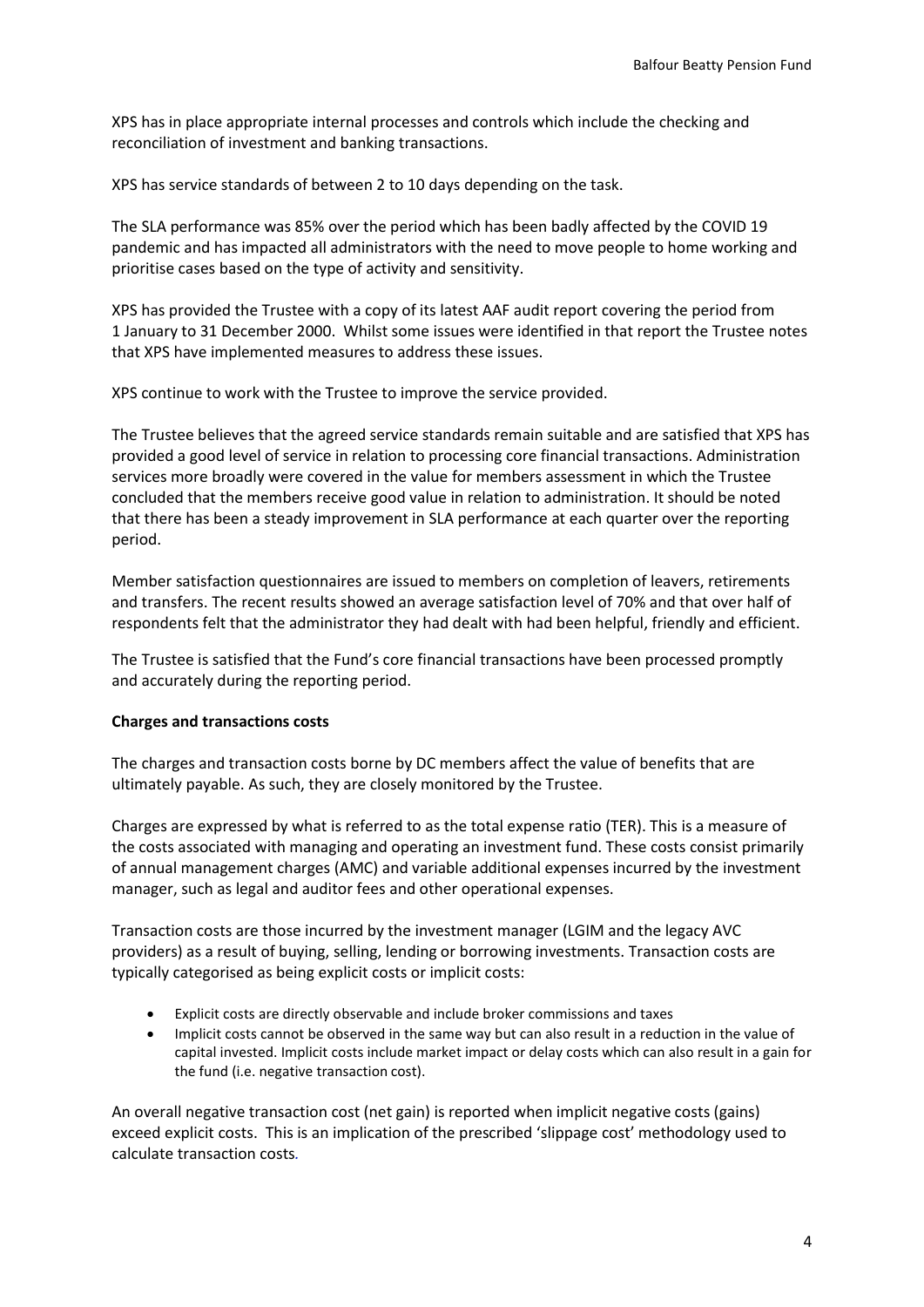XPS has in place appropriate internal processes and controls which include the checking and reconciliation of investment and banking transactions.

XPS has service standards of between 2 to 10 days depending on the task.

The SLA performance was 85% over the period which has been badly affected by the COVID 19 pandemic and has impacted all administrators with the need to move people to home working and prioritise cases based on the type of activity and sensitivity.

XPS has provided the Trustee with a copy of its latest AAF audit report covering the period from 1 January to 31 December 2000. Whilst some issues were identified in that report the Trustee notes that XPS have implemented measures to address these issues.

XPS continue to work with the Trustee to improve the service provided.

The Trustee believes that the agreed service standards remain suitable and are satisfied that XPS has provided a good level of service in relation to processing core financial transactions. Administration services more broadly were covered in the value for members assessment in which the Trustee concluded that the members receive good value in relation to administration. It should be noted that there has been a steady improvement in SLA performance at each quarter over the reporting period.

Member satisfaction questionnaires are issued to members on completion of leavers, retirements and transfers. The recent results showed an average satisfaction level of 70% and that over half of respondents felt that the administrator they had dealt with had been helpful, friendly and efficient.

The Trustee is satisfied that the Fund's core financial transactions have been processed promptly and accurately during the reporting period.

**Charges and transactions costs**

The charges and transaction costs borne by DC members affect the value of benefits that are ultimately payable. As such, they are closely monitored by the Trustee.

Charges are expressed by what is referred to as the total expense ratio (TER). This is a measure of the costs associated with managing and operating an investment fund. These costs consist primarily of annual management charges (AMC) and variable additional expenses incurred by the investment manager, such as legal and auditor fees and other operational expenses.

Transaction costs are those incurred by the investment manager (LGIM and the legacy AVC providers) as a result of buying, selling, lending or borrowing investments. Transaction costs are typically categorised as being explicit costs or implicit costs:

- Explicit costs are directly observable and include broker commissions and taxes
- Implicit costs cannot be observed in the same way but can also result in a reduction in the value of capital invested. Implicit costs include market impact or delay costs which can also result in a gain for the fund (i.e. negative transaction cost).

An overall negative transaction cost (net gain) is reported when implicit negative costs (gains) exceed explicit costs. This is an implication of the prescribed 'slippage cost' methodology used to calculate transaction costs.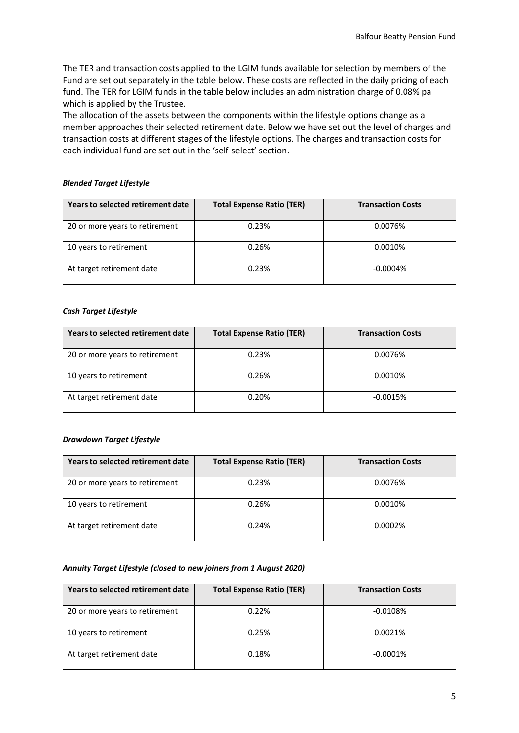The TER and transaction costs applied to the LGIM funds available for selection by members of the Fund are set out separately in the table below. These costs are reflected in the daily pricing of each fund. The TER for LGIM funds in the table below includes an administration charge of 0.08% pa which is applied by the Trustee.

The allocation of the assets between the components within the lifestyle options change as a member approaches their selected retirement date. Below we have set out the level of charges and transaction costs at different stages of the lifestyle options. The charges and transaction costs for each individual fund are set out in the 'self-select' section.

***Blended Target Lifestyle***

| Years to selected retirement date | Total Expense Ratio (TER) | Transaction Costs |
|---|---|---|
| 20 or more years to retirement | 0.23% | 0.0076% |
| 10 years to retirement | 0.26% | 0.0010% |
| At target retirement date | 0.23% | -0.0004% |

***Cash Target Lifestyle***

| Years to selected retirement date | Total Expense Ratio (TER) | Transaction Costs |
|---|---|---|
| 20 or more years to retirement | 0.23% | 0.0076% |
| 10 years to retirement | 0.26% | 0.0010% |
| At target retirement date | 0.20% | -0.0015% |

***Drawdown Target Lifestyle***

| Years to selected retirement date | Total Expense Ratio (TER) | Transaction Costs |
|---|---|---|
| 20 or more years to retirement | 0.23% | 0.0076% |
| 10 years to retirement | 0.26% | 0.0010% |
| At target retirement date | 0.24% | 0.0002% |

***Annuity Target Lifestyle (closed to new joiners from 1 August 2020)***

| Years to selected retirement date | Total Expense Ratio (TER) | Transaction Costs |
|---|---|---|
| 20 or more years to retirement | 0.22% | -0.0108% |
| 10 years to retirement | 0.25% | 0.0021% |
| At target retirement date | 0.18% | -0.0001% |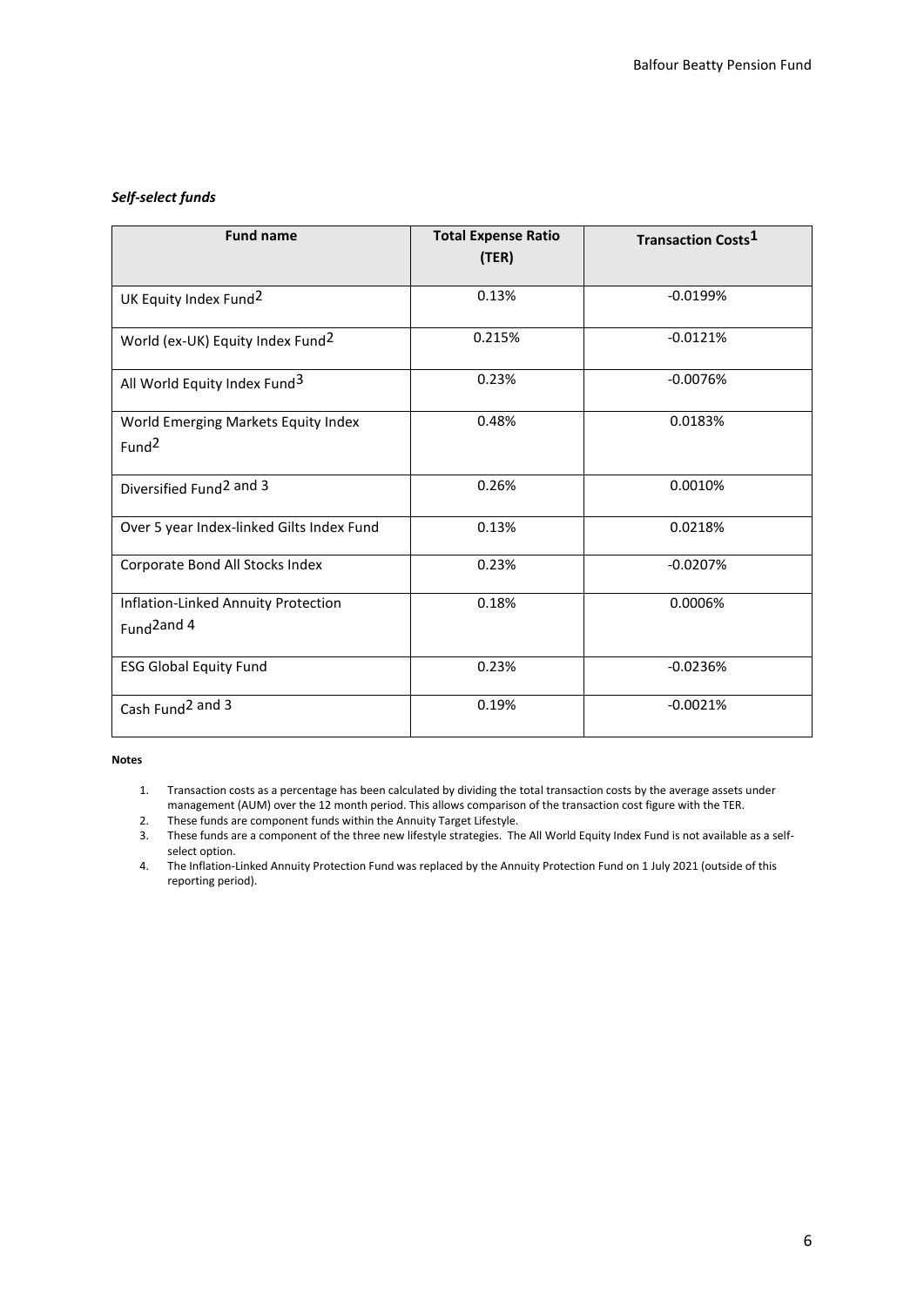***Self-select funds***

| Fund name | Total Expense Ratio (TER) | Transaction Costs[1] |
|---|---|---|
| UK Equity Index Fund[2] | 0.13% | -0.0199% |
| World (ex-UK) Equity Index Fund[2] | 0.215% | -0.0121% |
| All World Equity Index Fund[3] | 0.23% | -0.0076% |
| World Emerging Markets Equity Index Fund[2] | 0.48% | 0.0183% |
| Diversified Fund[2 and 3] | 0.26% | 0.0010% |
| Over 5 year Index-linked Gilts Index Fund | 0.13% | 0.0218% |
| Corporate Bond All Stocks Index | 0.23% | -0.0207% |
| Inflation-Linked Annuity Protection Fund[2and 4] | 0.18% | 0.0006% |
| ESG Global Equity Fund | 0.23% | -0.0236% |
| Cash Fund[2 and 3] | 0.19% | -0.0021% |

**Notes**

1. Transaction costs as a percentage has been calculated by dividing the total transaction costs by the average assets under management (AUM) over the 12 month period. This allows comparison of the transaction cost figure with the TER.
2. These funds are component funds within the Annuity Target Lifestyle.
3. These funds are a component of the three new lifestyle strategies. The All World Equity Index Fund is not available as a self-select option.
4. The Inflation-Linked Annuity Protection Fund was replaced by the Annuity Protection Fund on 1 July 2021 (outside of this reporting period).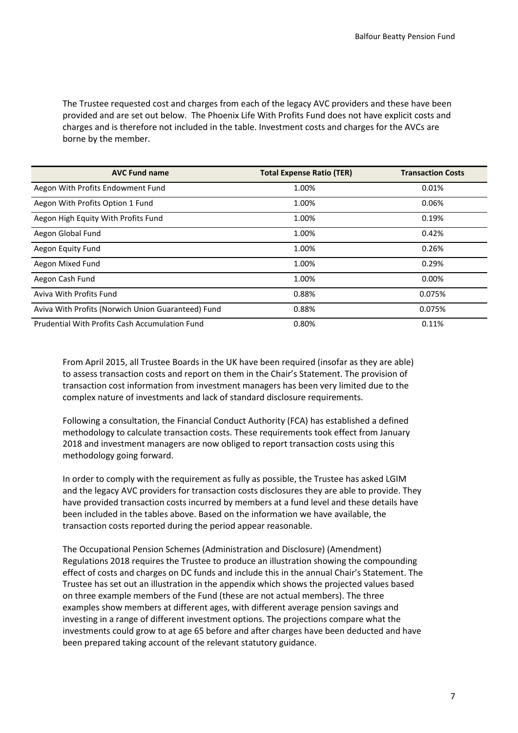The Trustee requested cost and charges from each of the legacy AVC providers and these have been provided and are set out below. The Phoenix Life With Profits Fund does not have explicit costs and charges and is therefore not included in the table. Investment costs and charges for the AVCs are borne by the member.

| AVC Fund name | Total Expense Ratio (TER) | Transaction Costs |
| --- | --- | --- |
| Aegon With Profits Endowment Fund | 1.00% | 0.01% |
| Aegon With Profits Option 1 Fund | 1.00% | 0.06% |
| Aegon High Equity With Profits Fund | 1.00% | 0.19% |
| Aegon Global Fund | 1.00% | 0.42% |
| Aegon Equity Fund | 1.00% | 0.26% |
| Aegon Mixed Fund | 1.00% | 0.29% |
| Aegon Cash Fund | 1.00% | 0.00% |
| Aviva With Profits Fund | 0.88% | 0.075% |
| Aviva With Profits (Norwich Union Guaranteed) Fund | 0.88% | 0.075% |
| Prudential With Profits Cash Accumulation Fund | 0.80% | 0.11% |

From April 2015, all Trustee Boards in the UK have been required (insofar as they are able) to assess transaction costs and report on them in the Chair's Statement. The provision of transaction cost information from investment managers has been very limited due to the complex nature of investments and lack of standard disclosure requirements.

Following a consultation, the Financial Conduct Authority (FCA) has established a defined methodology to calculate transaction costs. These requirements took effect from January 2018 and investment managers are now obliged to report transaction costs using this methodology going forward.

In order to comply with the requirement as fully as possible, the Trustee has asked LGIM and the legacy AVC providers for transaction costs disclosures they are able to provide. They have provided transaction costs incurred by members at a fund level and these details have been included in the tables above. Based on the information we have available, the transaction costs reported during the period appear reasonable.

The Occupational Pension Schemes (Administration and Disclosure) (Amendment) Regulations 2018 requires the Trustee to produce an illustration showing the compounding effect of costs and charges on DC funds and include this in the annual Chair's Statement. The Trustee has set out an illustration in the appendix which shows the projected values based on three example members of the Fund (these are not actual members). The three examples show members at different ages, with different average pension savings and investing in a range of different investment options. The projections compare what the investments could grow to at age 65 before and after charges have been deducted and have been prepared taking account of the relevant statutory guidance.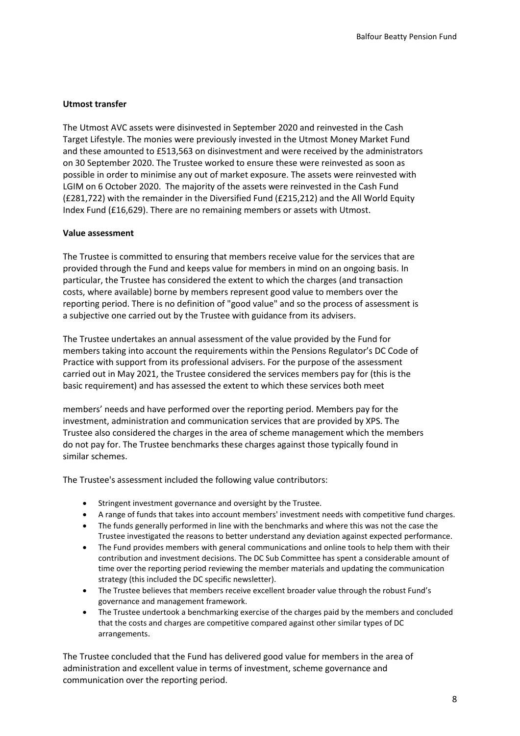**Utmost transfer**

The Utmost AVC assets were disinvested in September 2020 and reinvested in the Cash Target Lifestyle. The monies were previously invested in the Utmost Money Market Fund and these amounted to £513,563 on disinvestment and were received by the administrators on 30 September 2020. The Trustee worked to ensure these were reinvested as soon as possible in order to minimise any out of market exposure. The assets were reinvested with LGIM on 6 October 2020. The majority of the assets were reinvested in the Cash Fund (£281,722) with the remainder in the Diversified Fund (£215,212) and the All World Equity Index Fund (£16,629). There are no remaining members or assets with Utmost.

**Value assessment**

The Trustee is committed to ensuring that members receive value for the services that are provided through the Fund and keeps value for members in mind on an ongoing basis. In particular, the Trustee has considered the extent to which the charges (and transaction costs, where available) borne by members represent good value to members over the reporting period. There is no definition of "good value" and so the process of assessment is a subjective one carried out by the Trustee with guidance from its advisers.

The Trustee undertakes an annual assessment of the value provided by the Fund for members taking into account the requirements within the Pensions Regulator's DC Code of Practice with support from its professional advisers. For the purpose of the assessment carried out in May 2021, the Trustee considered the services members pay for (this is the basic requirement) and has assessed the extent to which these services both meet members' needs and have performed over the reporting period. Members pay for the investment, administration and communication services that are provided by XPS. The Trustee also considered the charges in the area of scheme management which the members do not pay for. The Trustee benchmarks these charges against those typically found in similar schemes.

The Trustee's assessment included the following value contributors:

- Stringent investment governance and oversight by the Trustee.
- A range of funds that takes into account members' investment needs with competitive fund charges.
- The funds generally performed in line with the benchmarks and where this was not the case the Trustee investigated the reasons to better understand any deviation against expected performance.
- The Fund provides members with general communications and online tools to help them with their contribution and investment decisions. The DC Sub Committee has spent a considerable amount of time over the reporting period reviewing the member materials and updating the communication strategy (this included the DC specific newsletter).
- The Trustee believes that members receive excellent broader value through the robust Fund's governance and management framework.
- The Trustee undertook a benchmarking exercise of the charges paid by the members and concluded that the costs and charges are competitive compared against other similar types of DC arrangements.

The Trustee concluded that the Fund has delivered good value for members in the area of administration and excellent value in terms of investment, scheme governance and communication over the reporting period.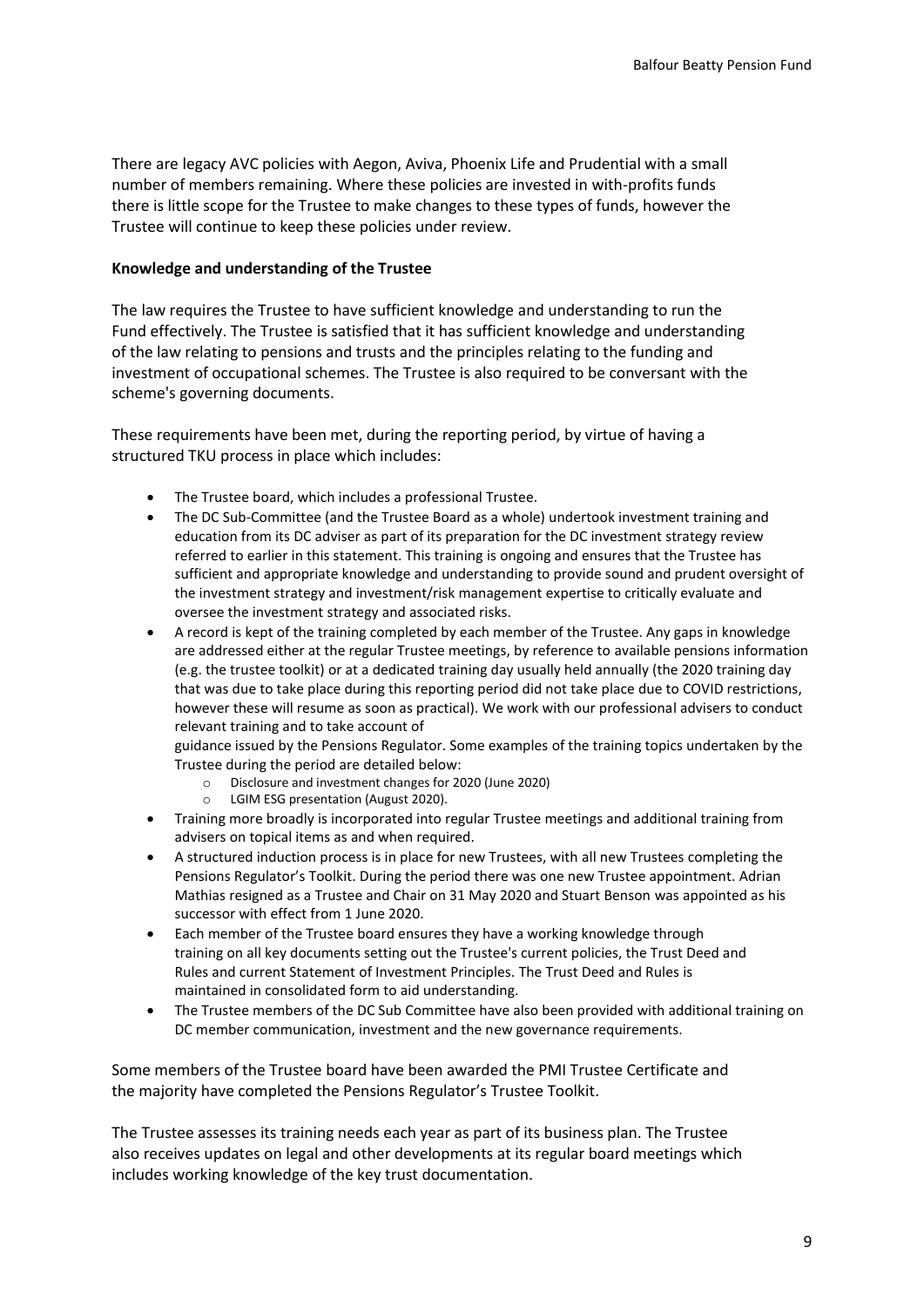There are legacy AVC policies with Aegon, Aviva, Phoenix Life and Prudential with a small number of members remaining. Where these policies are invested in with-profits funds there is little scope for the Trustee to make changes to these types of funds, however the Trustee will continue to keep these policies under review.

**Knowledge and understanding of the Trustee**

The law requires the Trustee to have sufficient knowledge and understanding to run the Fund effectively. The Trustee is satisfied that it has sufficient knowledge and understanding of the law relating to pensions and trusts and the principles relating to the funding and investment of occupational schemes. The Trustee is also required to be conversant with the scheme's governing documents.

These requirements have been met, during the reporting period, by virtue of having a structured TKU process in place which includes:

- The Trustee board, which includes a professional Trustee.
- The DC Sub-Committee (and the Trustee Board as a whole) undertook investment training and education from its DC adviser as part of its preparation for the DC investment strategy review referred to earlier in this statement. This training is ongoing and ensures that the Trustee has sufficient and appropriate knowledge and understanding to provide sound and prudent oversight of the investment strategy and investment/risk management expertise to critically evaluate and oversee the investment strategy and associated risks.
- A record is kept of the training completed by each member of the Trustee. Any gaps in knowledge are addressed either at the regular Trustee meetings, by reference to available pensions information (e.g. the trustee toolkit) or at a dedicated training day usually held annually (the 2020 training day that was due to take place during this reporting period did not take place due to COVID restrictions, however these will resume as soon as practical). We work with our professional advisers to conduct relevant training and to take account of guidance issued by the Pensions Regulator. Some examples of the training topics undertaken by the Trustee during the period are detailed below:
    - Disclosure and investment changes for 2020 (June 2020)
    - LGIM ESG presentation (August 2020).
- Training more broadly is incorporated into regular Trustee meetings and additional training from advisers on topical items as and when required.
- A structured induction process is in place for new Trustees, with all new Trustees completing the Pensions Regulator's Toolkit. During the period there was one new Trustee appointment. Adrian Mathias resigned as a Trustee and Chair on 31 May 2020 and Stuart Benson was appointed as his successor with effect from 1 June 2020.
- Each member of the Trustee board ensures they have a working knowledge through training on all key documents setting out the Trustee's current policies, the Trust Deed and Rules and current Statement of Investment Principles. The Trust Deed and Rules is maintained in consolidated form to aid understanding.
- The Trustee members of the DC Sub Committee have also been provided with additional training on DC member communication, investment and the new governance requirements.

Some members of the Trustee board have been awarded the PMI Trustee Certificate and the majority have completed the Pensions Regulator's Trustee Toolkit.

The Trustee assesses its training needs each year as part of its business plan. The Trustee also receives updates on legal and other developments at its regular board meetings which includes working knowledge of the key trust documentation.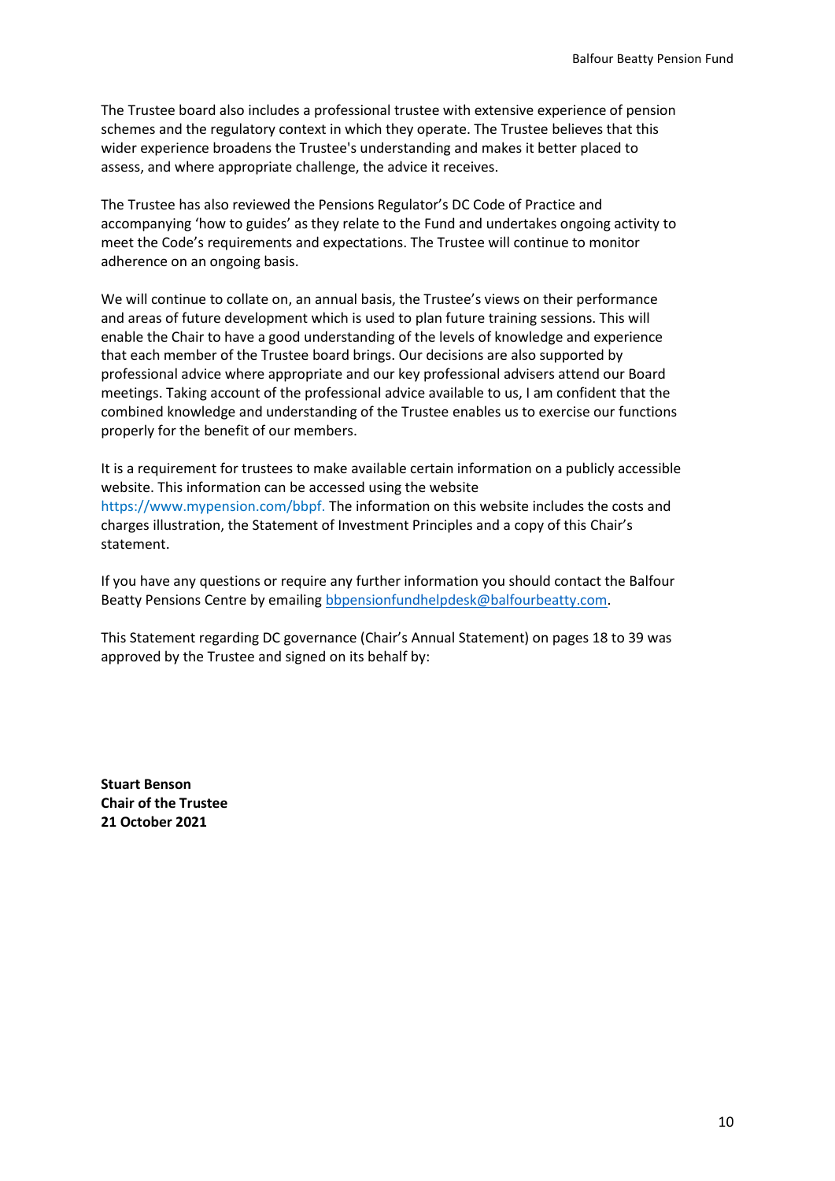The Trustee board also includes a professional trustee with extensive experience of pension schemes and the regulatory context in which they operate. The Trustee believes that this wider experience broadens the Trustee's understanding and makes it better placed to assess, and where appropriate challenge, the advice it receives.

The Trustee has also reviewed the Pensions Regulator's DC Code of Practice and accompanying 'how to guides' as they relate to the Fund and undertakes ongoing activity to meet the Code's requirements and expectations. The Trustee will continue to monitor adherence on an ongoing basis.

We will continue to collate on, an annual basis, the Trustee's views on their performance and areas of future development which is used to plan future training sessions. This will enable the Chair to have a good understanding of the levels of knowledge and experience that each member of the Trustee board brings. Our decisions are also supported by professional advice where appropriate and our key professional advisers attend our Board meetings. Taking account of the professional advice available to us, I am confident that the combined knowledge and understanding of the Trustee enables us to exercise our functions properly for the benefit of our members.

It is a requirement for trustees to make available certain information on a publicly accessible website. This information can be accessed using the website https://www.mypension.com/bbpf. The information on this website includes the costs and charges illustration, the Statement of Investment Principles and a copy of this Chair's statement.

If you have any questions or require any further information you should contact the Balfour Beatty Pensions Centre by emailing bbpensionfundhelpdesk@balfourbeatty.com.

This Statement regarding DC governance (Chair's Annual Statement) on pages 18 to 39 was approved by the Trustee and signed on its behalf by:

**Stuart Benson**
**Chair of the Trustee**
**21 October 2021**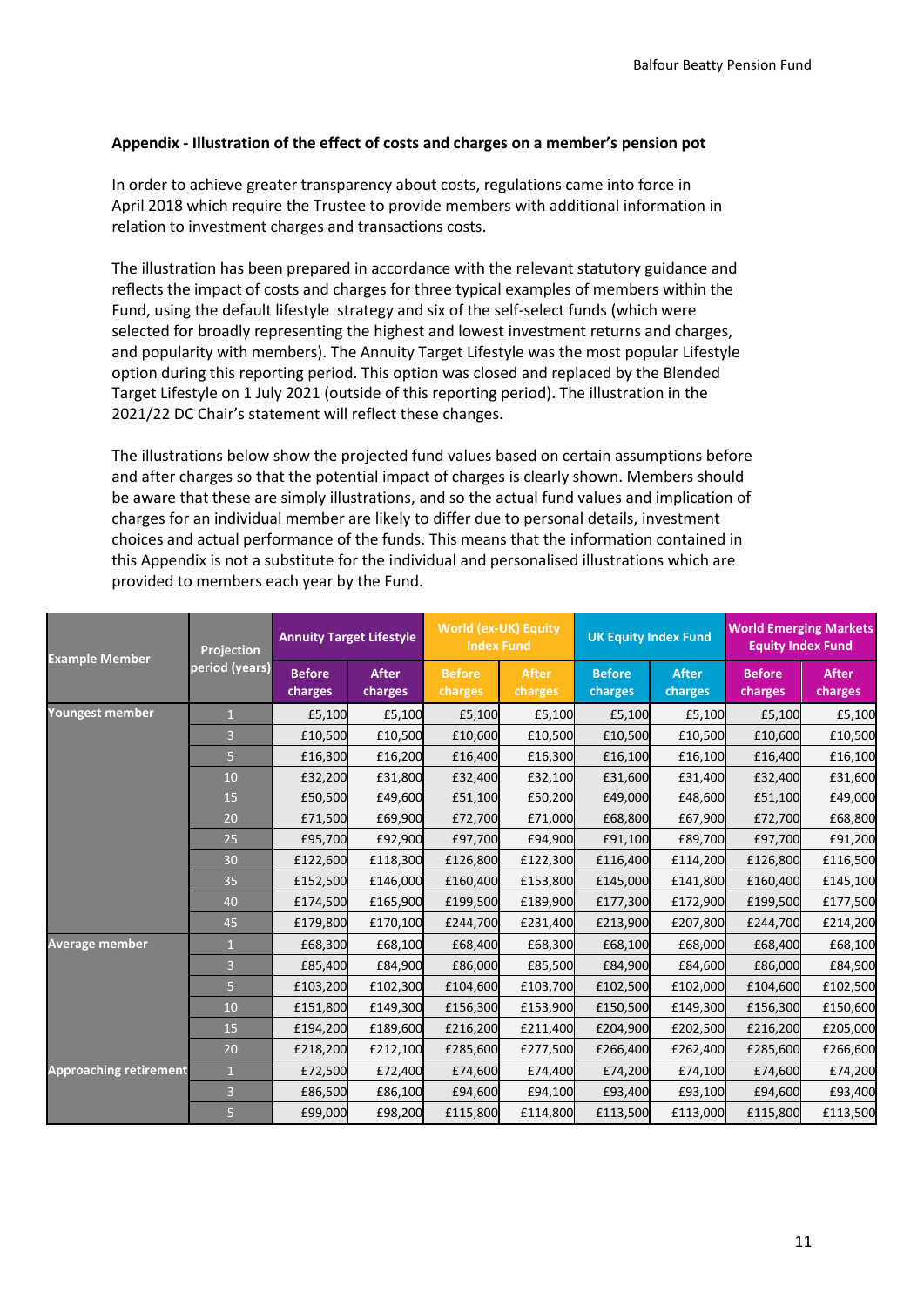**Appendix - Illustration of the effect of costs and charges on a member's pension pot**

In order to achieve greater transparency about costs, regulations came into force in April 2018 which require the Trustee to provide members with additional information in relation to investment charges and transactions costs.

The illustration has been prepared in accordance with the relevant statutory guidance and reflects the impact of costs and charges for three typical examples of members within the Fund, using the default lifestyle strategy and six of the self-select funds (which were selected for broadly representing the highest and lowest investment returns and charges, and popularity with members). The Annuity Target Lifestyle was the most popular Lifestyle option during this reporting period. This option was closed and replaced by the Blended Target Lifestyle on 1 July 2021 (outside of this reporting period). The illustration in the 2021/22 DC Chair's statement will reflect these changes.

The illustrations below show the projected fund values based on certain assumptions before and after charges so that the potential impact of charges is clearly shown. Members should be aware that these are simply illustrations, and so the actual fund values and implication of charges for an individual member are likely to differ due to personal details, investment choices and actual performance of the funds. This means that the information contained in this Appendix is not a substitute for the individual and personalised illustrations which are provided to members each year by the Fund.

| Example Member | Projection period (years) | Annuity Target Lifestyle | | World (ex-UK) Equity Index Fund | | UK Equity Index Fund | | World Emerging Markets Equity Index Fund | |
|---|---|---|---|---|---|---|---|---|---|
| | | Before charges | After charges | Before charges | After charges | Before charges | After charges | Before charges | After charges |
| Youngest member | 1 | £5,100 | £5,100 | £5,100 | £5,100 | £5,100 | £5,100 | £5,100 | £5,100 |
| | 3 | £10,500 | £10,500 | £10,600 | £10,500 | £10,500 | £10,500 | £10,600 | £10,500 |
| | 5 | £16,300 | £16,200 | £16,400 | £16,300 | £16,100 | £16,100 | £16,400 | £16,100 |
| | 10 | £32,200 | £31,800 | £32,400 | £32,100 | £31,600 | £31,400 | £32,400 | £31,600 |
| | 15 | £50,500 | £49,600 | £51,100 | £50,200 | £49,000 | £48,600 | £51,100 | £49,000 |
| | 20 | £71,500 | £69,900 | £72,700 | £71,000 | £68,800 | £67,900 | £72,700 | £68,800 |
| | 25 | £95,700 | £92,900 | £97,700 | £94,900 | £91,100 | £89,700 | £97,700 | £91,200 |
| | 30 | £122,600 | £118,300 | £126,800 | £122,300 | £116,400 | £114,200 | £126,800 | £116,500 |
| | 35 | £152,500 | £146,000 | £160,400 | £153,800 | £145,000 | £141,800 | £160,400 | £145,100 |
| | 40 | £174,500 | £165,900 | £199,500 | £189,900 | £177,300 | £172,900 | £199,500 | £177,500 |
| | 45 | £179,800 | £170,100 | £244,700 | £231,400 | £213,900 | £207,800 | £244,700 | £214,200 |
| Average member | 1 | £68,300 | £68,100 | £68,400 | £68,300 | £68,100 | £68,000 | £68,400 | £68,100 |
| | 3 | £85,400 | £84,900 | £86,000 | £85,500 | £84,900 | £84,600 | £86,000 | £84,900 |
| | 5 | £103,200 | £102,300 | £104,600 | £103,700 | £102,500 | £102,000 | £104,600 | £102,500 |
| | 10 | £151,800 | £149,300 | £156,300 | £153,900 | £150,500 | £149,300 | £156,300 | £150,600 |
| | 15 | £194,200 | £189,600 | £216,200 | £211,400 | £204,900 | £202,500 | £216,200 | £205,000 |
| | 20 | £218,200 | £212,100 | £285,600 | £277,500 | £266,400 | £262,400 | £285,600 | £266,600 |
| Approaching retirement | 1 | £72,500 | £72,400 | £74,600 | £74,400 | £74,200 | £74,100 | £74,600 | £74,200 |
| | 3 | £86,500 | £86,100 | £94,600 | £94,100 | £93,400 | £93,100 | £94,600 | £93,400 |
| | 5 | £99,000 | £98,200 | £115,800 | £114,800 | £113,500 | £113,000 | £115,800 | £113,500 |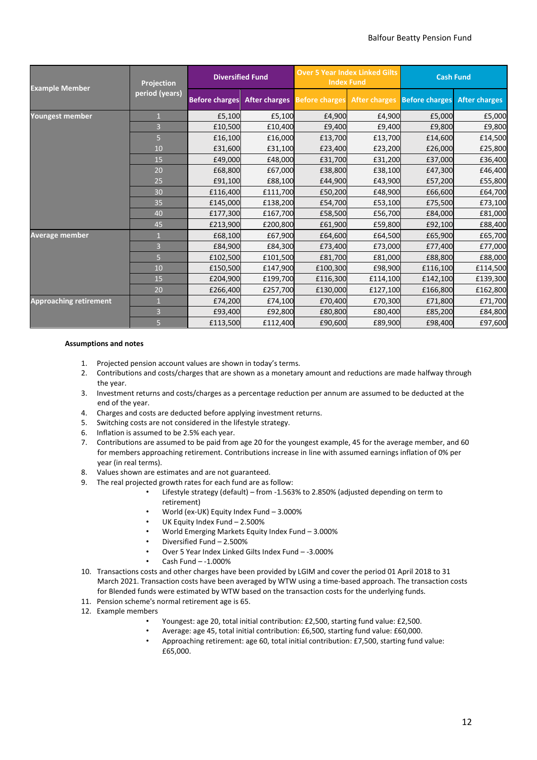| Example Member | Projection period (years) | Diversified Fund | | Over 5 Year Index Linked Gilts Index Fund | | Cash Fund | |
|---|---|---|---|---|---|---|---|
| | | Before charges | After charges | Before charges | After charges | Before charges | After charges |
| Youngest member | 1 | £5,100 | £5,100 | £4,900 | £4,900 | £5,000 | £5,000 |
| | 3 | £10,500 | £10,400 | £9,400 | £9,400 | £9,800 | £9,800 |
| | 5 | £16,100 | £16,000 | £13,700 | £13,700 | £14,600 | £14,500 |
| | 10 | £31,600 | £31,100 | £23,400 | £23,200 | £26,000 | £25,800 |
| | 15 | £49,000 | £48,000 | £31,700 | £31,200 | £37,000 | £36,400 |
| | 20 | £68,800 | £67,000 | £38,800 | £38,100 | £47,300 | £46,400 |
| | 25 | £91,100 | £88,100 | £44,900 | £43,900 | £57,200 | £55,800 |
| | 30 | £116,400 | £111,700 | £50,200 | £48,900 | £66,600 | £64,700 |
| | 35 | £145,000 | £138,200 | £54,700 | £53,100 | £75,500 | £73,100 |
| | 40 | £177,300 | £167,700 | £58,500 | £56,700 | £84,000 | £81,000 |
| | 45 | £213,900 | £200,800 | £61,900 | £59,800 | £92,100 | £88,400 |
| Average member | 1 | £68,100 | £67,900 | £64,600 | £64,500 | £65,900 | £65,700 |
| | 3 | £84,900 | £84,300 | £73,400 | £73,000 | £77,400 | £77,000 |
| | 5 | £102,500 | £101,500 | £81,700 | £81,000 | £88,800 | £88,000 |
| | 10 | £150,500 | £147,900 | £100,300 | £98,900 | £116,100 | £114,500 |
| | 15 | £204,900 | £199,700 | £116,300 | £114,100 | £142,100 | £139,300 |
| | 20 | £266,400 | £257,700 | £130,000 | £127,100 | £166,800 | £162,800 |
| Approaching retirement | 1 | £74,200 | £74,100 | £70,400 | £70,300 | £71,800 | £71,700 |
| | 3 | £93,400 | £92,800 | £80,800 | £80,400 | £85,200 | £84,800 |
| | 5 | £113,500 | £112,400 | £90,600 | £89,900 | £98,400 | £97,600 |

**Assumptions and notes**

1. Projected pension account values are shown in today's terms.
2. Contributions and costs/charges that are shown as a monetary amount and reductions are made halfway through the year.
3. Investment returns and costs/charges as a percentage reduction per annum are assumed to be deducted at the end of the year.
4. Charges and costs are deducted before applying investment returns.
5. Switching costs are not considered in the lifestyle strategy.
6. Inflation is assumed to be 2.5% each year.
7. Contributions are assumed to be paid from age 20 for the youngest example, 45 for the average member, and 60 for members approaching retirement. Contributions increase in line with assumed earnings inflation of 0% per year (in real terms).
8. Values shown are estimates and are not guaranteed.
9. The real projected growth rates for each fund are as follow:
   - Lifestyle strategy (default) – from -1.563% to 2.850% (adjusted depending on term to retirement)
   - World (ex-UK) Equity Index Fund – 3.000%
   - UK Equity Index Fund – 2.500%
   - World Emerging Markets Equity Index Fund – 3.000%
   - Diversified Fund – 2.500%
   - Over 5 Year Index Linked Gilts Index Fund – -3.000%
   - Cash Fund – -1.000%
10. Transactions costs and other charges have been provided by LGIM and cover the period 01 April 2018 to 31 March 2021. Transaction costs have been averaged by WTW using a time-based approach. The transaction costs for Blended funds were estimated by WTW based on the transaction costs for the underlying funds.
11. Pension scheme's normal retirement age is 65.
12. Example members
    - Youngest: age 20, total initial contribution: £2,500, starting fund value: £2,500.
    - Average: age 45, total initial contribution: £6,500, starting fund value: £60,000.
    - Approaching retirement: age 60, total initial contribution: £7,500, starting fund value: £65,000.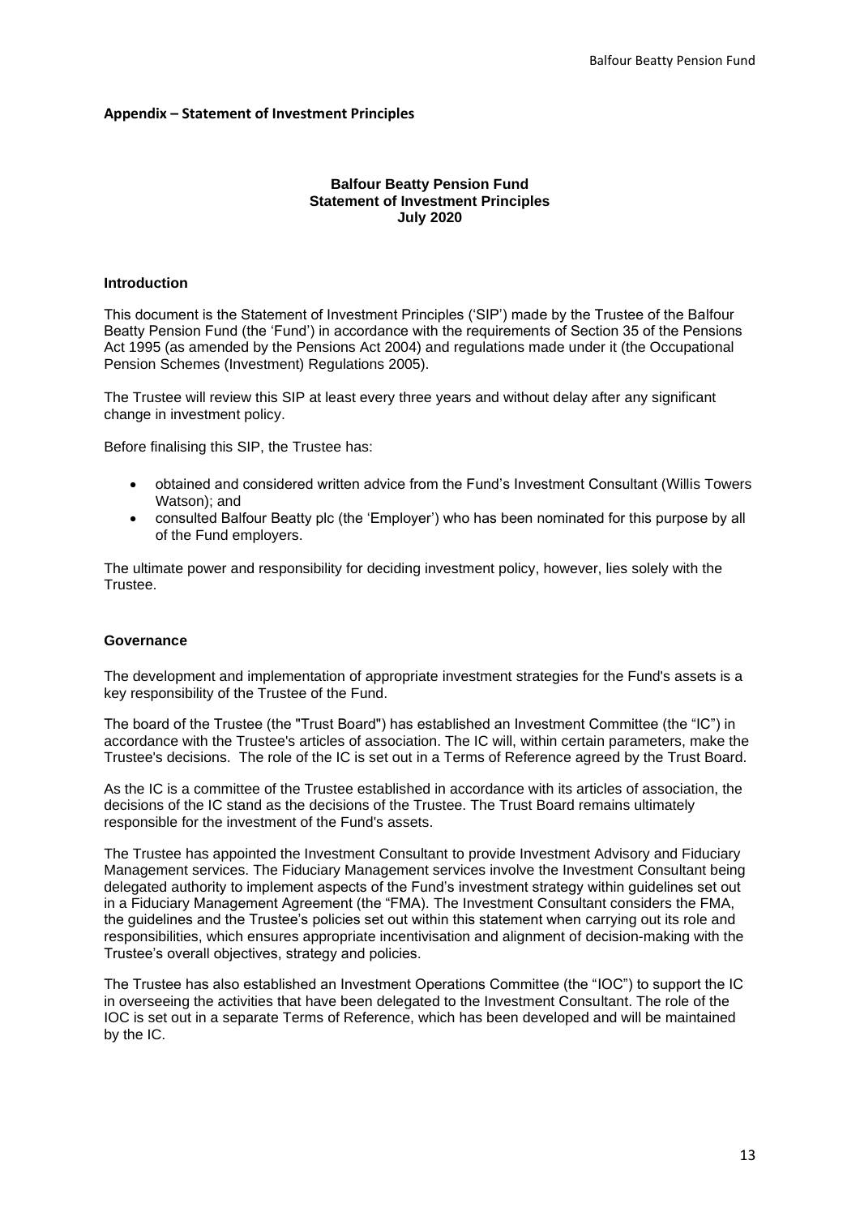## Appendix – Statement of Investment Principles

**Balfour Beatty Pension Fund**
**Statement of Investment Principles**
**July 2020**

### Introduction

This document is the Statement of Investment Principles ('SIP') made by the Trustee of the Balfour Beatty Pension Fund (the 'Fund') in accordance with the requirements of Section 35 of the Pensions Act 1995 (as amended by the Pensions Act 2004) and regulations made under it (the Occupational Pension Schemes (Investment) Regulations 2005).

The Trustee will review this SIP at least every three years and without delay after any significant change in investment policy.

Before finalising this SIP, the Trustee has:

- obtained and considered written advice from the Fund's Investment Consultant (Willis Towers Watson); and
- consulted Balfour Beatty plc (the 'Employer') who has been nominated for this purpose by all of the Fund employers.

The ultimate power and responsibility for deciding investment policy, however, lies solely with the Trustee.

### Governance

The development and implementation of appropriate investment strategies for the Fund's assets is a key responsibility of the Trustee of the Fund.

The board of the Trustee (the "Trust Board") has established an Investment Committee (the "IC") in accordance with the Trustee's articles of association. The IC will, within certain parameters, make the Trustee's decisions. The role of the IC is set out in a Terms of Reference agreed by the Trust Board.

As the IC is a committee of the Trustee established in accordance with its articles of association, the decisions of the IC stand as the decisions of the Trustee. The Trust Board remains ultimately responsible for the investment of the Fund's assets.

The Trustee has appointed the Investment Consultant to provide Investment Advisory and Fiduciary Management services. The Fiduciary Management services involve the Investment Consultant being delegated authority to implement aspects of the Fund's investment strategy within guidelines set out in a Fiduciary Management Agreement (the "FMA). The Investment Consultant considers the FMA, the guidelines and the Trustee's policies set out within this statement when carrying out its role and responsibilities, which ensures appropriate incentivisation and alignment of decision-making with the Trustee's overall objectives, strategy and policies.

The Trustee has also established an Investment Operations Committee (the "IOC") to support the IC in overseeing the activities that have been delegated to the Investment Consultant. The role of the IOC is set out in a separate Terms of Reference, which has been developed and will be maintained by the IC.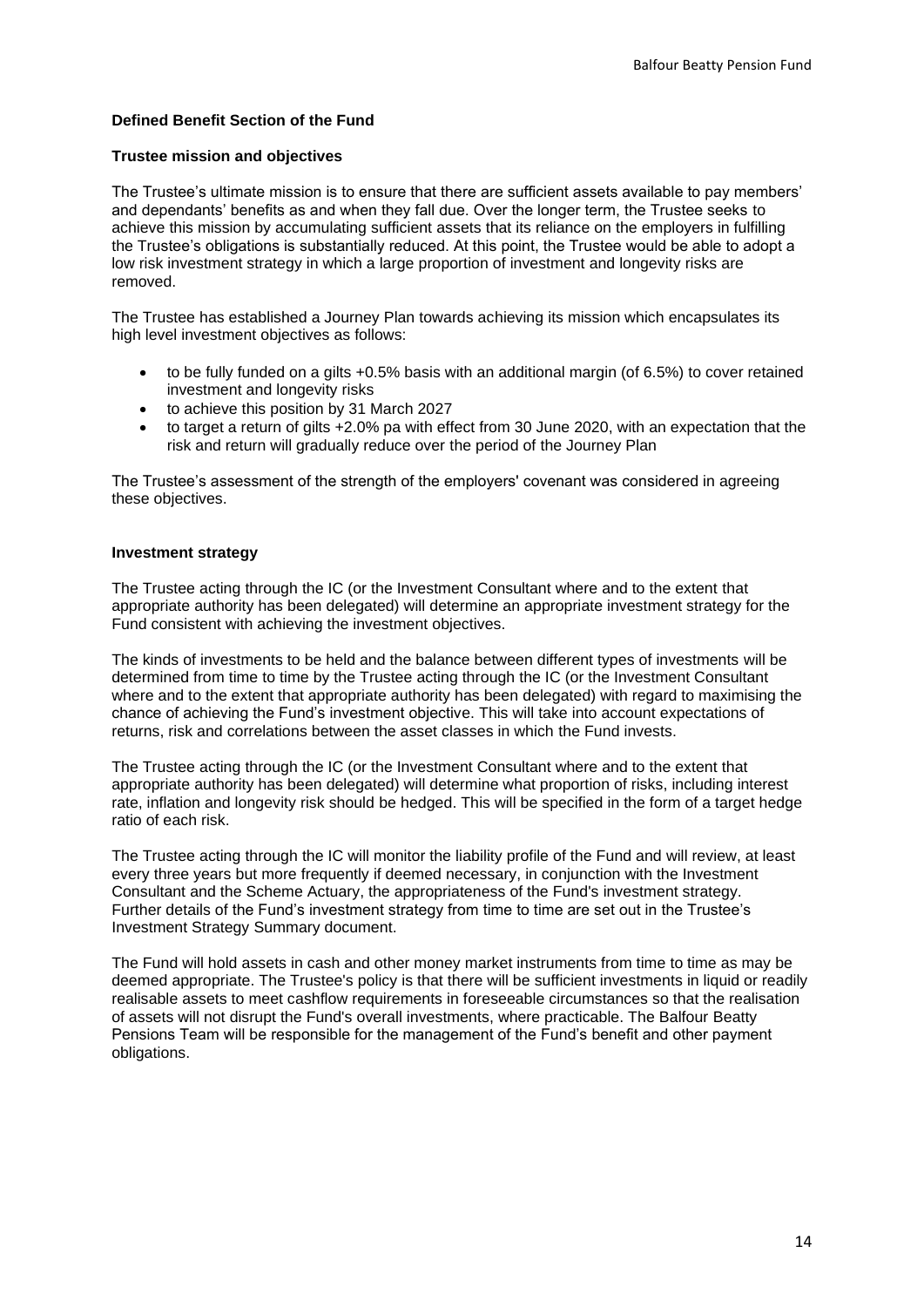**Defined Benefit Section of the Fund**

**Trustee mission and objectives**

The Trustee's ultimate mission is to ensure that there are sufficient assets available to pay members' and dependants' benefits as and when they fall due. Over the longer term, the Trustee seeks to achieve this mission by accumulating sufficient assets that its reliance on the employers in fulfilling the Trustee's obligations is substantially reduced. At this point, the Trustee would be able to adopt a low risk investment strategy in which a large proportion of investment and longevity risks are removed.

The Trustee has established a Journey Plan towards achieving its mission which encapsulates its high level investment objectives as follows:

- to be fully funded on a gilts +0.5% basis with an additional margin (of 6.5%) to cover retained investment and longevity risks
- to achieve this position by 31 March 2027
- to target a return of gilts +2.0% pa with effect from 30 June 2020, with an expectation that the risk and return will gradually reduce over the period of the Journey Plan

The Trustee's assessment of the strength of the employers' covenant was considered in agreeing these objectives.

**Investment strategy**

The Trustee acting through the IC (or the Investment Consultant where and to the extent that appropriate authority has been delegated) will determine an appropriate investment strategy for the Fund consistent with achieving the investment objectives.

The kinds of investments to be held and the balance between different types of investments will be determined from time to time by the Trustee acting through the IC (or the Investment Consultant where and to the extent that appropriate authority has been delegated) with regard to maximising the chance of achieving the Fund's investment objective. This will take into account expectations of returns, risk and correlations between the asset classes in which the Fund invests.

The Trustee acting through the IC (or the Investment Consultant where and to the extent that appropriate authority has been delegated) will determine what proportion of risks, including interest rate, inflation and longevity risk should be hedged. This will be specified in the form of a target hedge ratio of each risk.

The Trustee acting through the IC will monitor the liability profile of the Fund and will review, at least every three years but more frequently if deemed necessary, in conjunction with the Investment Consultant and the Scheme Actuary, the appropriateness of the Fund's investment strategy. Further details of the Fund's investment strategy from time to time are set out in the Trustee's Investment Strategy Summary document.

The Fund will hold assets in cash and other money market instruments from time to time as may be deemed appropriate. The Trustee's policy is that there will be sufficient investments in liquid or readily realisable assets to meet cashflow requirements in foreseeable circumstances so that the realisation of assets will not disrupt the Fund's overall investments, where practicable. The Balfour Beatty Pensions Team will be responsible for the management of the Fund's benefit and other payment obligations.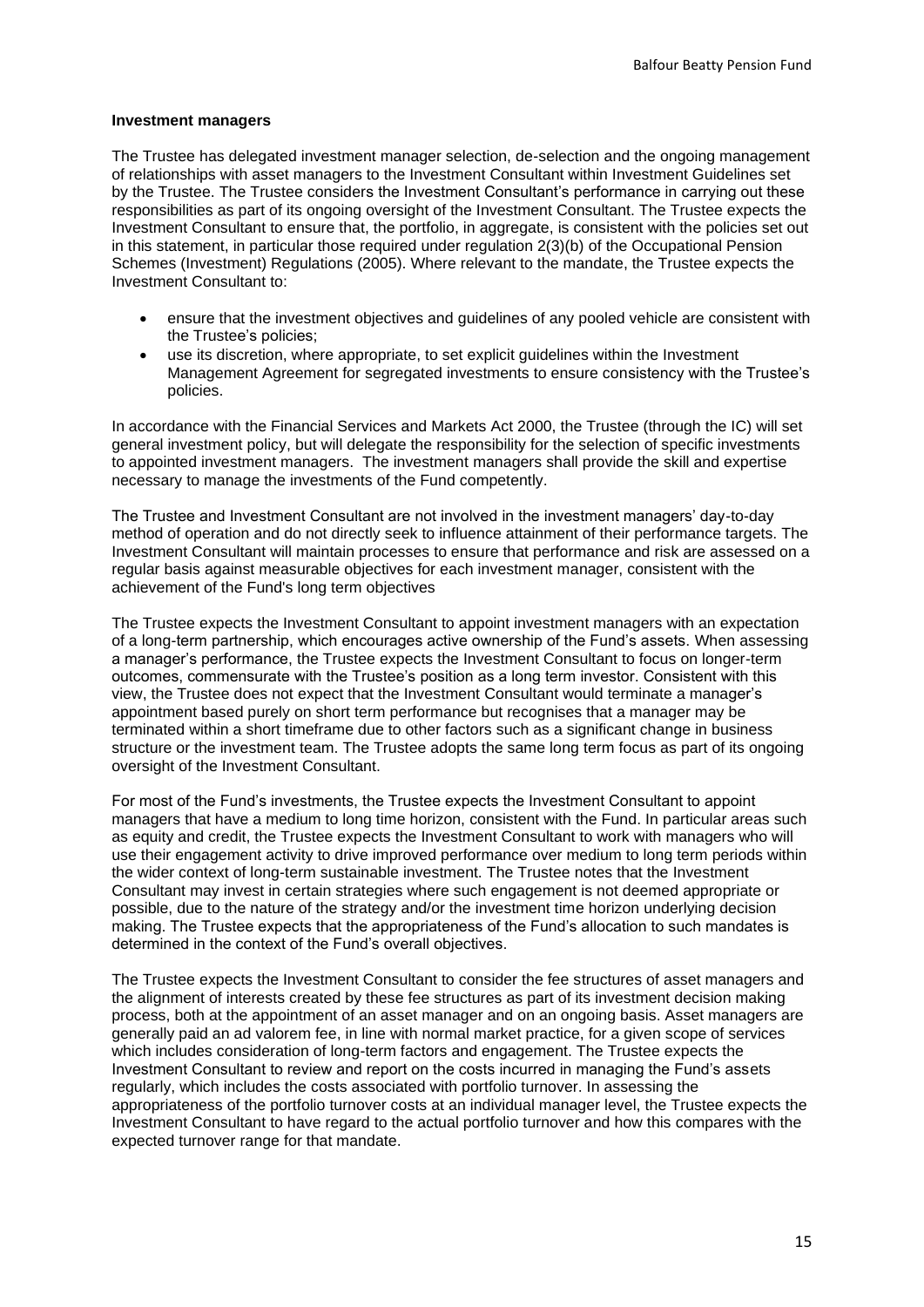**Investment managers**

The Trustee has delegated investment manager selection, de-selection and the ongoing management of relationships with asset managers to the Investment Consultant within Investment Guidelines set by the Trustee. The Trustee considers the Investment Consultant's performance in carrying out these responsibilities as part of its ongoing oversight of the Investment Consultant. The Trustee expects the Investment Consultant to ensure that, the portfolio, in aggregate, is consistent with the policies set out in this statement, in particular those required under regulation 2(3)(b) of the Occupational Pension Schemes (Investment) Regulations (2005). Where relevant to the mandate, the Trustee expects the Investment Consultant to:

- ensure that the investment objectives and guidelines of any pooled vehicle are consistent with the Trustee's policies;
- use its discretion, where appropriate, to set explicit guidelines within the Investment Management Agreement for segregated investments to ensure consistency with the Trustee's policies.

In accordance with the Financial Services and Markets Act 2000, the Trustee (through the IC) will set general investment policy, but will delegate the responsibility for the selection of specific investments to appointed investment managers. The investment managers shall provide the skill and expertise necessary to manage the investments of the Fund competently.

The Trustee and Investment Consultant are not involved in the investment managers' day-to-day method of operation and do not directly seek to influence attainment of their performance targets. The Investment Consultant will maintain processes to ensure that performance and risk are assessed on a regular basis against measurable objectives for each investment manager, consistent with the achievement of the Fund's long term objectives

The Trustee expects the Investment Consultant to appoint investment managers with an expectation of a long-term partnership, which encourages active ownership of the Fund's assets. When assessing a manager's performance, the Trustee expects the Investment Consultant to focus on longer-term outcomes, commensurate with the Trustee's position as a long term investor. Consistent with this view, the Trustee does not expect that the Investment Consultant would terminate a manager's appointment based purely on short term performance but recognises that a manager may be terminated within a short timeframe due to other factors such as a significant change in business structure or the investment team. The Trustee adopts the same long term focus as part of its ongoing oversight of the Investment Consultant.

For most of the Fund's investments, the Trustee expects the Investment Consultant to appoint managers that have a medium to long time horizon, consistent with the Fund. In particular areas such as equity and credit, the Trustee expects the Investment Consultant to work with managers who will use their engagement activity to drive improved performance over medium to long term periods within the wider context of long-term sustainable investment. The Trustee notes that the Investment Consultant may invest in certain strategies where such engagement is not deemed appropriate or possible, due to the nature of the strategy and/or the investment time horizon underlying decision making. The Trustee expects that the appropriateness of the Fund's allocation to such mandates is determined in the context of the Fund's overall objectives.

The Trustee expects the Investment Consultant to consider the fee structures of asset managers and the alignment of interests created by these fee structures as part of its investment decision making process, both at the appointment of an asset manager and on an ongoing basis. Asset managers are generally paid an ad valorem fee, in line with normal market practice, for a given scope of services which includes consideration of long-term factors and engagement. The Trustee expects the Investment Consultant to review and report on the costs incurred in managing the Fund's assets regularly, which includes the costs associated with portfolio turnover. In assessing the appropriateness of the portfolio turnover costs at an individual manager level, the Trustee expects the Investment Consultant to have regard to the actual portfolio turnover and how this compares with the expected turnover range for that mandate.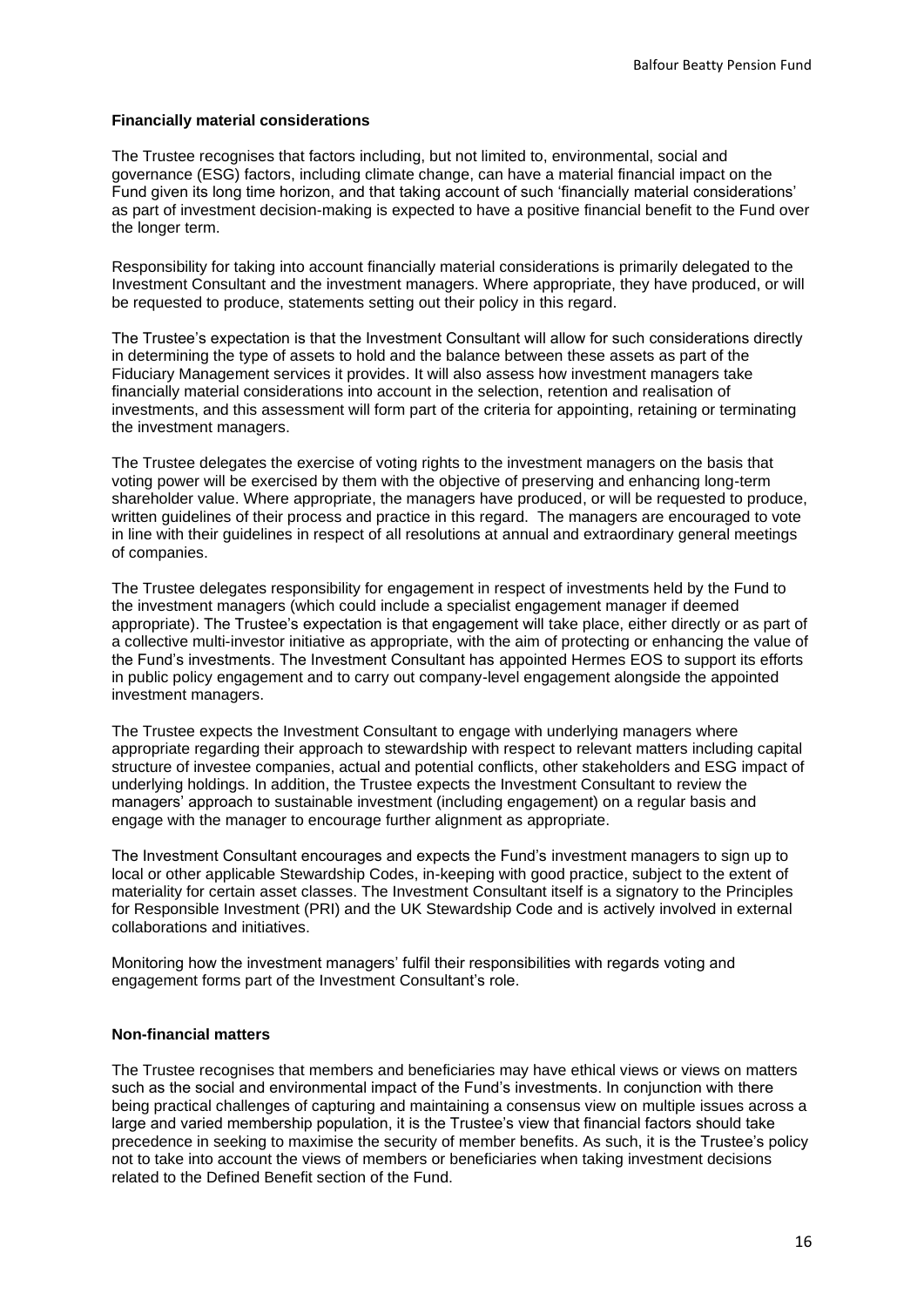**Financially material considerations**

The Trustee recognises that factors including, but not limited to, environmental, social and governance (ESG) factors, including climate change, can have a material financial impact on the Fund given its long time horizon, and that taking account of such 'financially material considerations' as part of investment decision-making is expected to have a positive financial benefit to the Fund over the longer term.

Responsibility for taking into account financially material considerations is primarily delegated to the Investment Consultant and the investment managers. Where appropriate, they have produced, or will be requested to produce, statements setting out their policy in this regard.

The Trustee's expectation is that the Investment Consultant will allow for such considerations directly in determining the type of assets to hold and the balance between these assets as part of the Fiduciary Management services it provides. It will also assess how investment managers take financially material considerations into account in the selection, retention and realisation of investments, and this assessment will form part of the criteria for appointing, retaining or terminating the investment managers.

The Trustee delegates the exercise of voting rights to the investment managers on the basis that voting power will be exercised by them with the objective of preserving and enhancing long-term shareholder value. Where appropriate, the managers have produced, or will be requested to produce, written guidelines of their process and practice in this regard. The managers are encouraged to vote in line with their guidelines in respect of all resolutions at annual and extraordinary general meetings of companies.

The Trustee delegates responsibility for engagement in respect of investments held by the Fund to the investment managers (which could include a specialist engagement manager if deemed appropriate). The Trustee's expectation is that engagement will take place, either directly or as part of a collective multi-investor initiative as appropriate, with the aim of protecting or enhancing the value of the Fund's investments. The Investment Consultant has appointed Hermes EOS to support its efforts in public policy engagement and to carry out company-level engagement alongside the appointed investment managers.

The Trustee expects the Investment Consultant to engage with underlying managers where appropriate regarding their approach to stewardship with respect to relevant matters including capital structure of investee companies, actual and potential conflicts, other stakeholders and ESG impact of underlying holdings. In addition, the Trustee expects the Investment Consultant to review the managers' approach to sustainable investment (including engagement) on a regular basis and engage with the manager to encourage further alignment as appropriate.

The Investment Consultant encourages and expects the Fund's investment managers to sign up to local or other applicable Stewardship Codes, in-keeping with good practice, subject to the extent of materiality for certain asset classes. The Investment Consultant itself is a signatory to the Principles for Responsible Investment (PRI) and the UK Stewardship Code and is actively involved in external collaborations and initiatives.

Monitoring how the investment managers' fulfil their responsibilities with regards voting and engagement forms part of the Investment Consultant's role.

**Non-financial matters**

The Trustee recognises that members and beneficiaries may have ethical views or views on matters such as the social and environmental impact of the Fund's investments. In conjunction with there being practical challenges of capturing and maintaining a consensus view on multiple issues across a large and varied membership population, it is the Trustee's view that financial factors should take precedence in seeking to maximise the security of member benefits. As such, it is the Trustee's policy not to take into account the views of members or beneficiaries when taking investment decisions related to the Defined Benefit section of the Fund.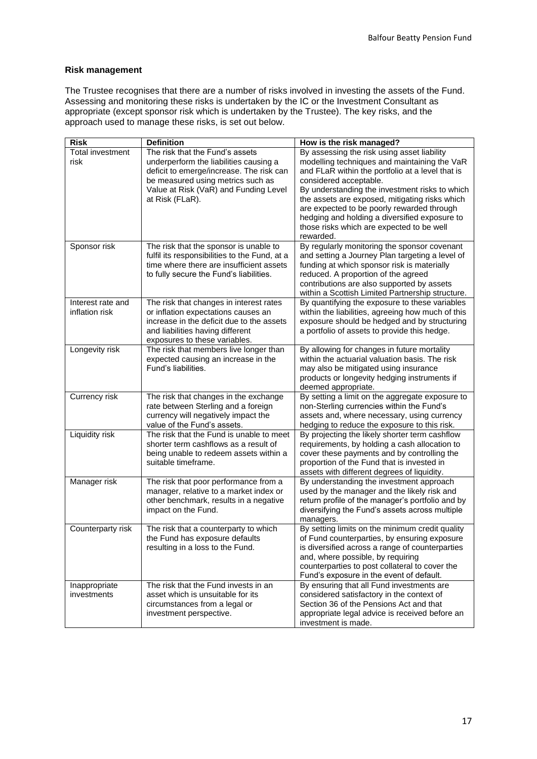**Risk management**

The Trustee recognises that there are a number of risks involved in investing the assets of the Fund. Assessing and monitoring these risks is undertaken by the IC or the Investment Consultant as appropriate (except sponsor risk which is undertaken by the Trustee). The key risks, and the approach used to manage these risks, is set out below.

| Risk | Definition | How is the risk managed? |
|---|---|---|
| Total investment risk | The risk that the Fund's assets underperform the liabilities causing a deficit to emerge/increase. The risk can be measured using metrics such as Value at Risk (VaR) and Funding Level at Risk (FLaR). | By assessing the risk using asset liability modelling techniques and maintaining the VaR and FLaR within the portfolio at a level that is considered acceptable. By understanding the investment risks to which the assets are exposed, mitigating risks which are expected to be poorly rewarded through hedging and holding a diversified exposure to those risks which are expected to be well rewarded. |
| Sponsor risk | The risk that the sponsor is unable to fulfil its responsibilities to the Fund, at a time where there are insufficient assets to fully secure the Fund's liabilities. | By regularly monitoring the sponsor covenant and setting a Journey Plan targeting a level of funding at which sponsor risk is materially reduced. A proportion of the agreed contributions are also supported by assets within a Scottish Limited Partnership structure. |
| Interest rate and inflation risk | The risk that changes in interest rates or inflation expectations causes an increase in the deficit due to the assets and liabilities having different exposures to these variables. | By quantifying the exposure to these variables within the liabilities, agreeing how much of this exposure should be hedged and by structuring a portfolio of assets to provide this hedge. |
| Longevity risk | The risk that members live longer than expected causing an increase in the Fund's liabilities. | By allowing for changes in future mortality within the actuarial valuation basis. The risk may also be mitigated using insurance products or longevity hedging instruments if deemed appropriate. |
| Currency risk | The risk that changes in the exchange rate between Sterling and a foreign currency will negatively impact the value of the Fund's assets. | By setting a limit on the aggregate exposure to non-Sterling currencies within the Fund's assets and, where necessary, using currency hedging to reduce the exposure to this risk. |
| Liquidity risk | The risk that the Fund is unable to meet shorter term cashflows as a result of being unable to redeem assets within a suitable timeframe. | By projecting the likely shorter term cashflow requirements, by holding a cash allocation to cover these payments and by controlling the proportion of the Fund that is invested in assets with different degrees of liquidity. |
| Manager risk | The risk that poor performance from a manager, relative to a market index or other benchmark, results in a negative impact on the Fund. | By understanding the investment approach used by the manager and the likely risk and return profile of the manager's portfolio and by diversifying the Fund's assets across multiple managers. |
| Counterparty risk | The risk that a counterparty to which the Fund has exposure defaults resulting in a loss to the Fund. | By setting limits on the minimum credit quality of Fund counterparties, by ensuring exposure is diversified across a range of counterparties and, where possible, by requiring counterparties to post collateral to cover the Fund's exposure in the event of default. |
| Inappropriate investments | The risk that the Fund invests in an asset which is unsuitable for its circumstances from a legal or investment perspective. | By ensuring that all Fund investments are considered satisfactory in the context of Section 36 of the Pensions Act and that appropriate legal advice is received before an investment is made. |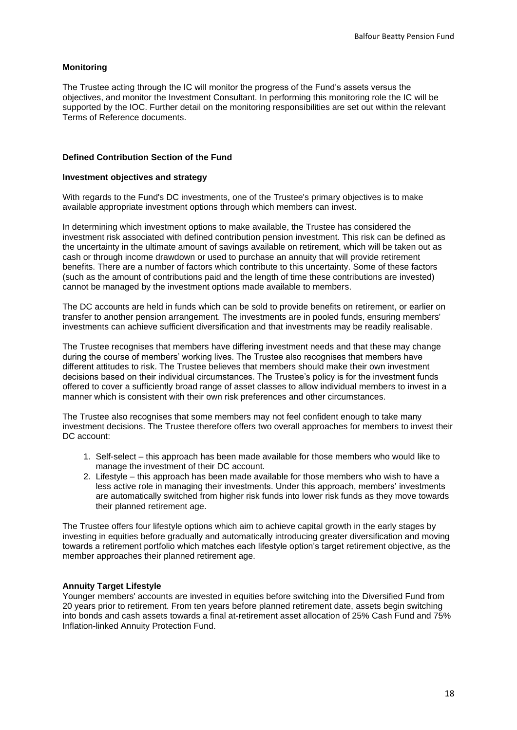**Monitoring**

The Trustee acting through the IC will monitor the progress of the Fund's assets versus the objectives, and monitor the Investment Consultant. In performing this monitoring role the IC will be supported by the IOC. Further detail on the monitoring responsibilities are set out within the relevant Terms of Reference documents.

## Defined Contribution Section of the Fund

### Investment objectives and strategy

With regards to the Fund's DC investments, one of the Trustee's primary objectives is to make available appropriate investment options through which members can invest.

In determining which investment options to make available, the Trustee has considered the investment risk associated with defined contribution pension investment. This risk can be defined as the uncertainty in the ultimate amount of savings available on retirement, which will be taken out as cash or through income drawdown or used to purchase an annuity that will provide retirement benefits. There are a number of factors which contribute to this uncertainty. Some of these factors (such as the amount of contributions paid and the length of time these contributions are invested) cannot be managed by the investment options made available to members.

The DC accounts are held in funds which can be sold to provide benefits on retirement, or earlier on transfer to another pension arrangement. The investments are in pooled funds, ensuring members' investments can achieve sufficient diversification and that investments may be readily realisable.

The Trustee recognises that members have differing investment needs and that these may change during the course of members' working lives. The Trustee also recognises that members have different attitudes to risk. The Trustee believes that members should make their own investment decisions based on their individual circumstances. The Trustee's policy is for the investment funds offered to cover a sufficiently broad range of asset classes to allow individual members to invest in a manner which is consistent with their own risk preferences and other circumstances.

The Trustee also recognises that some members may not feel confident enough to take many investment decisions. The Trustee therefore offers two overall approaches for members to invest their DC account:

1. Self-select – this approach has been made available for those members who would like to manage the investment of their DC account.
2. Lifestyle – this approach has been made available for those members who wish to have a less active role in managing their investments. Under this approach, members' investments are automatically switched from higher risk funds into lower risk funds as they move towards their planned retirement age.

The Trustee offers four lifestyle options which aim to achieve capital growth in the early stages by investing in equities before gradually and automatically introducing greater diversification and moving towards a retirement portfolio which matches each lifestyle option's target retirement objective, as the member approaches their planned retirement age.

### Annuity Target Lifestyle

Younger members' accounts are invested in equities before switching into the Diversified Fund from 20 years prior to retirement. From ten years before planned retirement date, assets begin switching into bonds and cash assets towards a final at-retirement asset allocation of 25% Cash Fund and 75% Inflation-linked Annuity Protection Fund.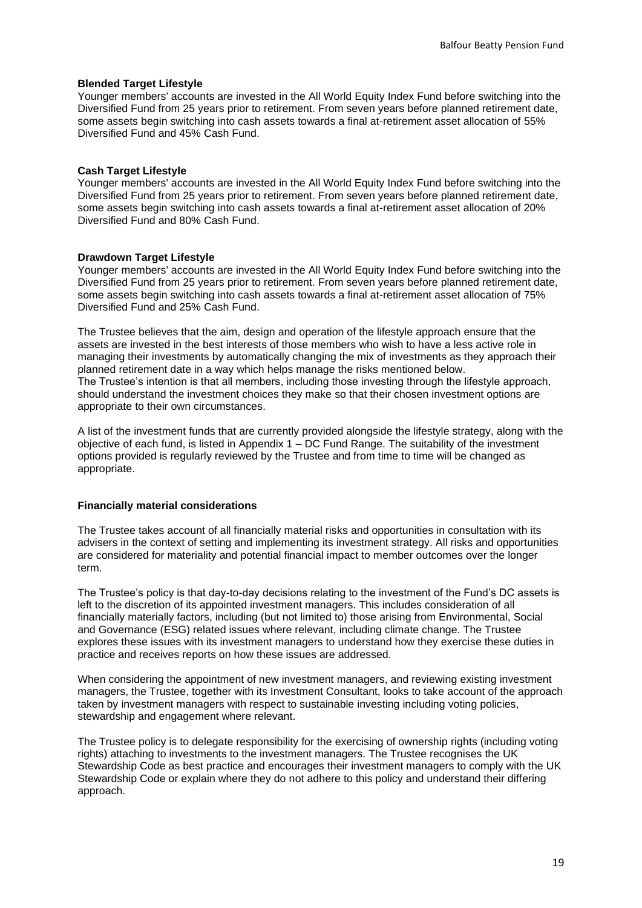**Blended Target Lifestyle**

Younger members' accounts are invested in the All World Equity Index Fund before switching into the Diversified Fund from 25 years prior to retirement. From seven years before planned retirement date, some assets begin switching into cash assets towards a final at-retirement asset allocation of 55% Diversified Fund and 45% Cash Fund.

**Cash Target Lifestyle**

Younger members' accounts are invested in the All World Equity Index Fund before switching into the Diversified Fund from 25 years prior to retirement. From seven years before planned retirement date, some assets begin switching into cash assets towards a final at-retirement asset allocation of 20% Diversified Fund and 80% Cash Fund.

**Drawdown Target Lifestyle**

Younger members' accounts are invested in the All World Equity Index Fund before switching into the Diversified Fund from 25 years prior to retirement. From seven years before planned retirement date, some assets begin switching into cash assets towards a final at-retirement asset allocation of 75% Diversified Fund and 25% Cash Fund.

The Trustee believes that the aim, design and operation of the lifestyle approach ensure that the assets are invested in the best interests of those members who wish to have a less active role in managing their investments by automatically changing the mix of investments as they approach their planned retirement date in a way which helps manage the risks mentioned below.
The Trustee's intention is that all members, including those investing through the lifestyle approach, should understand the investment choices they make so that their chosen investment options are appropriate to their own circumstances.

A list of the investment funds that are currently provided alongside the lifestyle strategy, along with the objective of each fund, is listed in Appendix 1 – DC Fund Range. The suitability of the investment options provided is regularly reviewed by the Trustee and from time to time will be changed as appropriate.

**Financially material considerations**

The Trustee takes account of all financially material risks and opportunities in consultation with its advisers in the context of setting and implementing its investment strategy. All risks and opportunities are considered for materiality and potential financial impact to member outcomes over the longer term.

The Trustee's policy is that day-to-day decisions relating to the investment of the Fund's DC assets is left to the discretion of its appointed investment managers. This includes consideration of all financially materially factors, including (but not limited to) those arising from Environmental, Social and Governance (ESG) related issues where relevant, including climate change. The Trustee explores these issues with its investment managers to understand how they exercise these duties in practice and receives reports on how these issues are addressed.

When considering the appointment of new investment managers, and reviewing existing investment managers, the Trustee, together with its Investment Consultant, looks to take account of the approach taken by investment managers with respect to sustainable investing including voting policies, stewardship and engagement where relevant.

The Trustee policy is to delegate responsibility for the exercising of ownership rights (including voting rights) attaching to investments to the investment managers. The Trustee recognises the UK Stewardship Code as best practice and encourages their investment managers to comply with the UK Stewardship Code or explain where they do not adhere to this policy and understand their differing approach.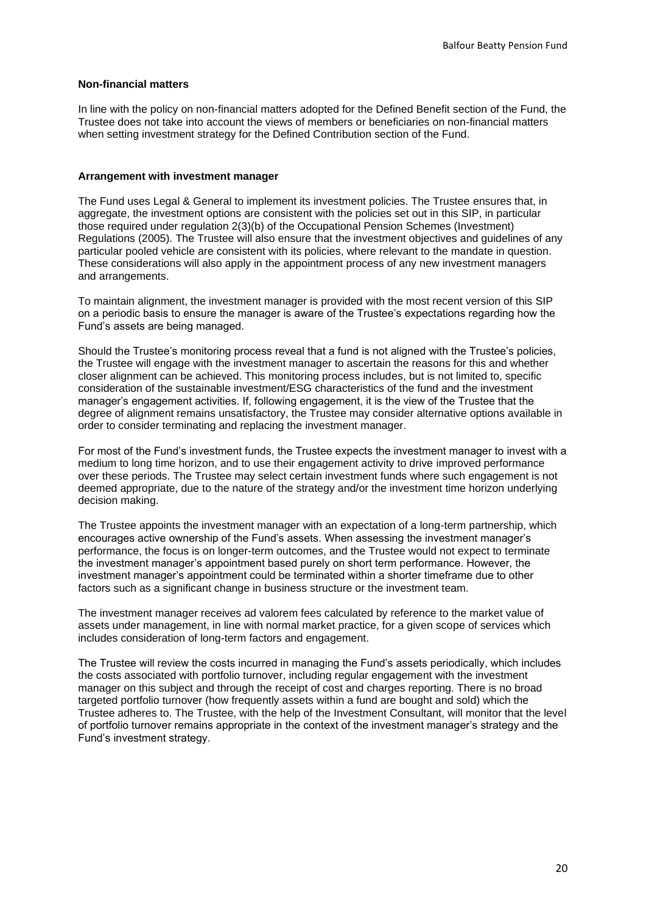**Non-financial matters**

In line with the policy on non-financial matters adopted for the Defined Benefit section of the Fund, the Trustee does not take into account the views of members or beneficiaries on non-financial matters when setting investment strategy for the Defined Contribution section of the Fund.

**Arrangement with investment manager**

The Fund uses Legal & General to implement its investment policies. The Trustee ensures that, in aggregate, the investment options are consistent with the policies set out in this SIP, in particular those required under regulation 2(3)(b) of the Occupational Pension Schemes (Investment) Regulations (2005). The Trustee will also ensure that the investment objectives and guidelines of any particular pooled vehicle are consistent with its policies, where relevant to the mandate in question. These considerations will also apply in the appointment process of any new investment managers and arrangements.

To maintain alignment, the investment manager is provided with the most recent version of this SIP on a periodic basis to ensure the manager is aware of the Trustee's expectations regarding how the Fund's assets are being managed.

Should the Trustee's monitoring process reveal that a fund is not aligned with the Trustee's policies, the Trustee will engage with the investment manager to ascertain the reasons for this and whether closer alignment can be achieved. This monitoring process includes, but is not limited to, specific consideration of the sustainable investment/ESG characteristics of the fund and the investment manager's engagement activities. If, following engagement, it is the view of the Trustee that the degree of alignment remains unsatisfactory, the Trustee may consider alternative options available in order to consider terminating and replacing the investment manager.

For most of the Fund's investment funds, the Trustee expects the investment manager to invest with a medium to long time horizon, and to use their engagement activity to drive improved performance over these periods. The Trustee may select certain investment funds where such engagement is not deemed appropriate, due to the nature of the strategy and/or the investment time horizon underlying decision making.

The Trustee appoints the investment manager with an expectation of a long-term partnership, which encourages active ownership of the Fund's assets. When assessing the investment manager's performance, the focus is on longer-term outcomes, and the Trustee would not expect to terminate the investment manager's appointment based purely on short term performance. However, the investment manager's appointment could be terminated within a shorter timeframe due to other factors such as a significant change in business structure or the investment team.

The investment manager receives ad valorem fees calculated by reference to the market value of assets under management, in line with normal market practice, for a given scope of services which includes consideration of long-term factors and engagement.

The Trustee will review the costs incurred in managing the Fund's assets periodically, which includes the costs associated with portfolio turnover, including regular engagement with the investment manager on this subject and through the receipt of cost and charges reporting. There is no broad targeted portfolio turnover (how frequently assets within a fund are bought and sold) which the Trustee adheres to. The Trustee, with the help of the Investment Consultant, will monitor that the level of portfolio turnover remains appropriate in the context of the investment manager's strategy and the Fund's investment strategy.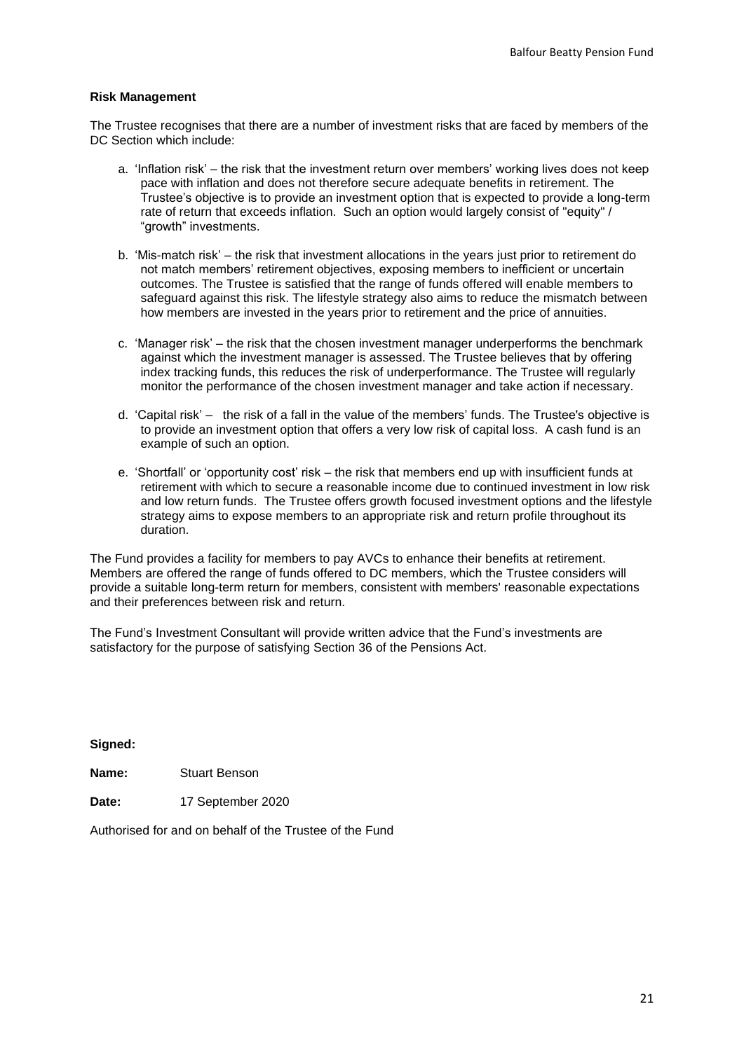**Risk Management**

The Trustee recognises that there are a number of investment risks that are faced by members of the DC Section which include:

a. 'Inflation risk' – the risk that the investment return over members' working lives does not keep pace with inflation and does not therefore secure adequate benefits in retirement. The Trustee's objective is to provide an investment option that is expected to provide a long-term rate of return that exceeds inflation. Such an option would largely consist of "equity" / "growth" investments.

b. 'Mis-match risk' – the risk that investment allocations in the years just prior to retirement do not match members' retirement objectives, exposing members to inefficient or uncertain outcomes. The Trustee is satisfied that the range of funds offered will enable members to safeguard against this risk. The lifestyle strategy also aims to reduce the mismatch between how members are invested in the years prior to retirement and the price of annuities.

c. 'Manager risk' – the risk that the chosen investment manager underperforms the benchmark against which the investment manager is assessed. The Trustee believes that by offering index tracking funds, this reduces the risk of underperformance. The Trustee will regularly monitor the performance of the chosen investment manager and take action if necessary.

d. 'Capital risk' – the risk of a fall in the value of the members' funds. The Trustee's objective is to provide an investment option that offers a very low risk of capital loss. A cash fund is an example of such an option.

e. 'Shortfall' or 'opportunity cost' risk – the risk that members end up with insufficient funds at retirement with which to secure a reasonable income due to continued investment in low risk and low return funds. The Trustee offers growth focused investment options and the lifestyle strategy aims to expose members to an appropriate risk and return profile throughout its duration.

The Fund provides a facility for members to pay AVCs to enhance their benefits at retirement. Members are offered the range of funds offered to DC members, which the Trustee considers will provide a suitable long-term return for members, consistent with members' reasonable expectations and their preferences between risk and return.

The Fund's Investment Consultant will provide written advice that the Fund's investments are satisfactory for the purpose of satisfying Section 36 of the Pensions Act.

**Signed:**

**Name:** Stuart Benson

**Date:** 17 September 2020

Authorised for and on behalf of the Trustee of the Fund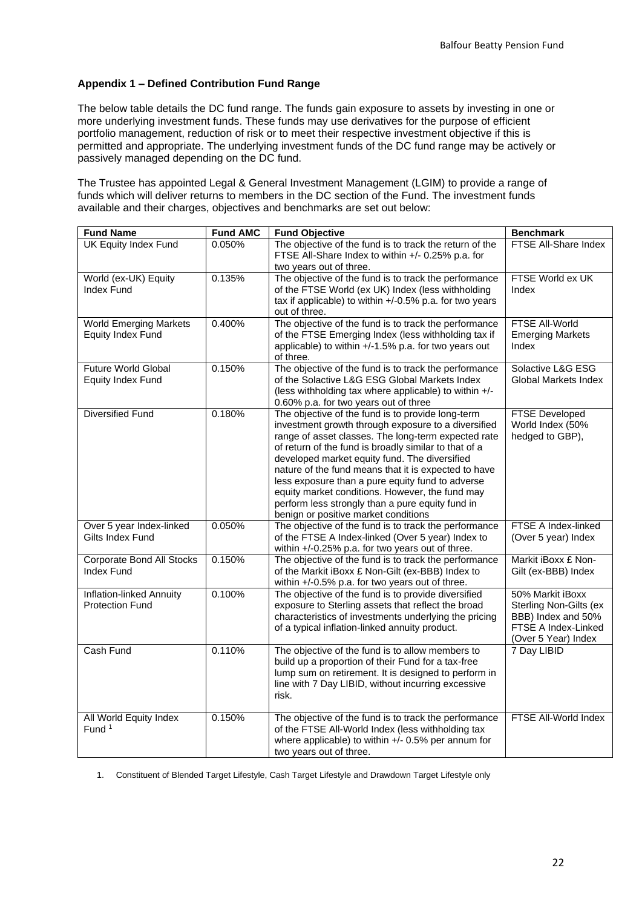**Appendix 1 – Defined Contribution Fund Range**

The below table details the DC fund range. The funds gain exposure to assets by investing in one or more underlying investment funds. These funds may use derivatives for the purpose of efficient portfolio management, reduction of risk or to meet their respective investment objective if this is permitted and appropriate. The underlying investment funds of the DC fund range may be actively or passively managed depending on the DC fund.

The Trustee has appointed Legal & General Investment Management (LGIM) to provide a range of funds which will deliver returns to members in the DC section of the Fund. The investment funds available and their charges, objectives and benchmarks are set out below:

| Fund Name | Fund AMC | Fund Objective | Benchmark |
|---|---|---|---|
| UK Equity Index Fund | 0.050% | The objective of the fund is to track the return of the FTSE All-Share Index to within +/- 0.25% p.a. for two years out of three. | FTSE All-Share Index |
| World (ex-UK) Equity Index Fund | 0.135% | The objective of the fund is to track the performance of the FTSE World (ex UK) Index (less withholding tax if applicable) to within +/-0.5% p.a. for two years out of three. | FTSE World ex UK Index |
| World Emerging Markets Equity Index Fund | 0.400% | The objective of the fund is to track the performance of the FTSE Emerging Index (less withholding tax if applicable) to within +/-1.5% p.a. for two years out of three. | FTSE All-World Emerging Markets Index |
| Future World Global Equity Index Fund | 0.150% | The objective of the fund is to track the performance of the Solactive L&G ESG Global Markets Index (less withholding tax where applicable) to within +/- 0.60% p.a. for two years out of three | Solactive L&G ESG Global Markets Index |
| Diversified Fund | 0.180% | The objective of the fund is to provide long-term investment growth through exposure to a diversified range of asset classes. The long-term expected rate of return of the fund is broadly similar to that of a developed market equity fund. The diversified nature of the fund means that it is expected to have less exposure than a pure equity fund to adverse equity market conditions. However, the fund may perform less strongly than a pure equity fund in benign or positive market conditions | FTSE Developed World Index (50% hedged to GBP), |
| Over 5 year Index-linked Gilts Index Fund | 0.050% | The objective of the fund is to track the performance of the FTSE A Index-linked (Over 5 year) Index to within +/-0.25% p.a. for two years out of three. | FTSE A Index-linked (Over 5 year) Index |
| Corporate Bond All Stocks Index Fund | 0.150% | The objective of the fund is to track the performance of the Markit iBoxx £ Non-Gilt (ex-BBB) Index to within +/-0.5% p.a. for two years out of three. | Markit iBoxx £ Non-Gilt (ex-BBB) Index |
| Inflation-linked Annuity Protection Fund | 0.100% | The objective of the fund is to provide diversified exposure to Sterling assets that reflect the broad characteristics of investments underlying the pricing of a typical inflation-linked annuity product. | 50% Markit iBoxx Sterling Non-Gilts (ex BBB) Index and 50% FTSE A Index-Linked (Over 5 Year) Index |
| Cash Fund | 0.110% | The objective of the fund is to allow members to build up a proportion of their Fund for a tax-free lump sum on retirement. It is designed to perform in line with 7 Day LIBID, without incurring excessive risk. | 7 Day LIBID |
| All World Equity Index Fund [1] | 0.150% | The objective of the fund is to track the performance of the FTSE All-World Index (less withholding tax where applicable) to within +/- 0.5% per annum for two years out of three. | FTSE All-World Index |

1. Constituent of Blended Target Lifestyle, Cash Target Lifestyle and Drawdown Target Lifestyle only